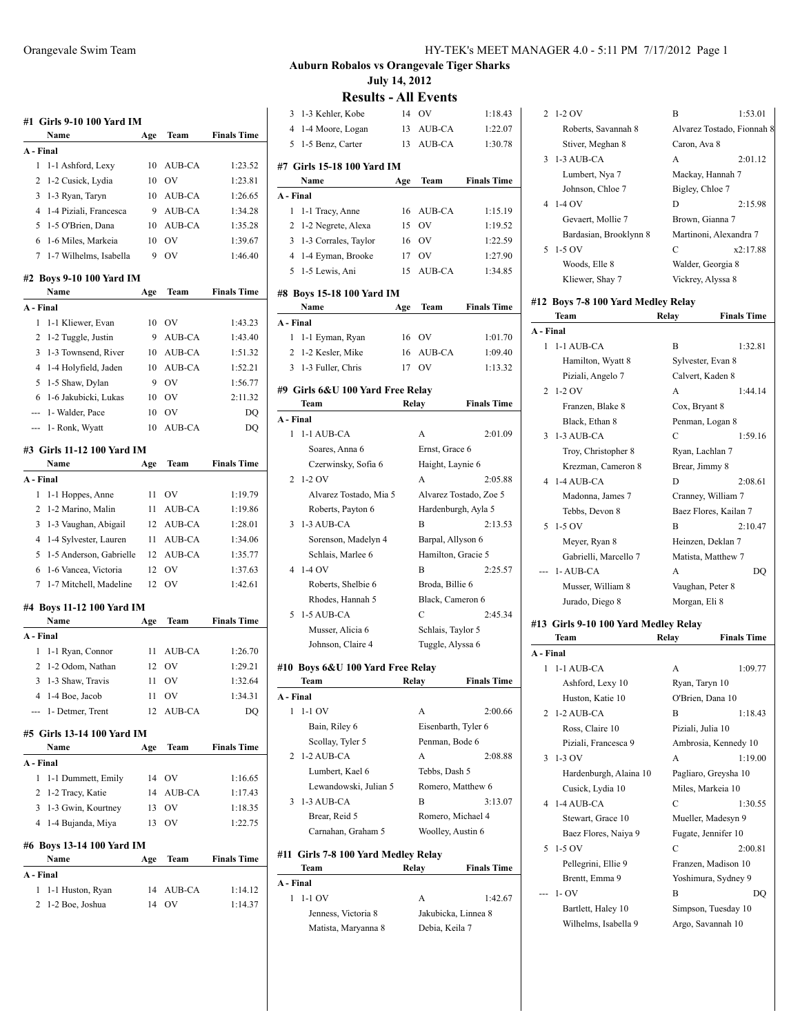# Auburn Robalos vs Orangevale Tiger Sharks

**July 14, 2012**

## Results - All Events

### #1 Girls 9-10 100 Yard IM

| | Name | Age | Team | Finals Time |
|---|---|---|---|---|
| **A - Final** | | | | |
| 1 | 1-1 Ashford, Lexy | 10 | AUB-CA | 1:23.52 |
| 2 | 1-2 Cusick, Lydia | 10 | OV | 1:23.81 |
| 3 | 1-3 Ryan, Taryn | 10 | AUB-CA | 1:26.65 |
| 4 | 1-4 Piziali, Francesca | 9 | AUB-CA | 1:34.28 |
| 5 | 1-5 O'Brien, Dana | 10 | AUB-CA | 1:35.28 |
| 6 | 1-6 Miles, Markeia | 10 | OV | 1:39.67 |
| 7 | 1-7 Wilhelms, Isabella | 9 | OV | 1:46.40 |

### #2 Boys 9-10 100 Yard IM

| | Name | Age | Team | Finals Time |
|---|---|---|---|---|
| **A - Final** | | | | |
| 1 | 1-1 Kliewer, Evan | 10 | OV | 1:43.23 |
| 2 | 1-2 Tuggle, Justin | 9 | AUB-CA | 1:43.40 |
| 3 | 1-3 Townsend, River | 10 | AUB-CA | 1:51.32 |
| 4 | 1-4 Holyfield, Jaden | 10 | AUB-CA | 1:52.21 |
| 5 | 1-5 Shaw, Dylan | 9 | OV | 1:56.77 |
| 6 | 1-6 Jakubicki, Lukas | 10 | OV | 2:11.32 |
| --- | 1- Walder, Pace | 10 | OV | DQ |
| --- | 1- Ronk, Wyatt | 10 | AUB-CA | DQ |

### #3 Girls 11-12 100 Yard IM

| | Name | Age | Team | Finals Time |
|---|---|---|---|---|
| **A - Final** | | | | |
| 1 | 1-1 Hoppes, Anne | 11 | OV | 1:19.79 |
| 2 | 1-2 Marino, Malin | 11 | AUB-CA | 1:19.86 |
| 3 | 1-3 Vaughan, Abigail | 12 | AUB-CA | 1:28.01 |
| 4 | 1-4 Sylvester, Lauren | 11 | AUB-CA | 1:34.06 |
| 5 | 1-5 Anderson, Gabrielle | 12 | AUB-CA | 1:35.77 |
| 6 | 1-6 Vancea, Victoria | 12 | OV | 1:37.63 |
| 7 | 1-7 Mitchell, Madeline | 12 | OV | 1:42.61 |

### #4 Boys 11-12 100 Yard IM

| | Name | Age | Team | Finals Time |
|---|---|---|---|---|
| **A - Final** | | | | |
| 1 | 1-1 Ryan, Connor | 11 | AUB-CA | 1:26.70 |
| 2 | 1-2 Odom, Nathan | 12 | OV | 1:29.21 |
| 3 | 1-3 Shaw, Travis | 11 | OV | 1:32.64 |
| 4 | 1-4 Boe, Jacob | 11 | OV | 1:34.31 |
| --- | 1- Detmer, Trent | 12 | AUB-CA | DQ |

### #5 Girls 13-14 100 Yard IM

| | Name | Age | Team | Finals Time |
|---|---|---|---|---|
| **A - Final** | | | | |
| 1 | 1-1 Dummett, Emily | 14 | OV | 1:16.65 |
| 2 | 1-2 Tracy, Katie | 14 | AUB-CA | 1:17.43 |
| 3 | 1-3 Gwin, Kourtney | 13 | OV | 1:18.35 |
| 4 | 1-4 Bujanda, Miya | 13 | OV | 1:22.75 |

### #6 Boys 13-14 100 Yard IM

| | Name | Age | Team | Finals Time |
|---|---|---|---|---|
| **A - Final** | | | | |
| 1 | 1-1 Huston, Ryan | 14 | AUB-CA | 1:14.12 |
| 2 | 1-2 Boe, Joshua | 14 | OV | 1:14.37 |
| 3 | 1-3 Kehler, Kobe | 14 | OV | 1:18.43 |
| 4 | 1-4 Moore, Logan | 13 | AUB-CA | 1:22.07 |
| 5 | 1-5 Benz, Carter | 13 | AUB-CA | 1:30.78 |

### #7 Girls 15-18 100 Yard IM

| | Name | Age | Team | Finals Time |
|---|---|---|---|---|
| **A - Final** | | | | |
| 1 | 1-1 Tracy, Anne | 16 | AUB-CA | 1:15.19 |
| 2 | 1-2 Negrete, Alexa | 15 | OV | 1:19.52 |
| 3 | 1-3 Corrales, Taylor | 16 | OV | 1:22.59 |
| 4 | 1-4 Eyman, Brooke | 17 | OV | 1:27.90 |
| 5 | 1-5 Lewis, Ani | 15 | AUB-CA | 1:34.85 |

### #8 Boys 15-18 100 Yard IM

| | Name | Age | Team | Finals Time |
|---|---|---|---|---|
| **A - Final** | | | | |
| 1 | 1-1 Eyman, Ryan | 16 | OV | 1:01.70 |
| 2 | 1-2 Kesler, Mike | 16 | AUB-CA | 1:09.40 |
| 3 | 1-3 Fuller, Chris | 17 | OV | 1:13.32 |

### #9 Girls 6&U 100 Yard Free Relay

| | Team | Relay | Finals Time |
|---|---|---|---|
| **A - Final** | | | |
| 1 | 1-1 AUB-CA | A | 2:01.09 |
| | Soares, Anna 6 | Ernst, Grace 6 | |
| | Czerwinsky, Sofia 6 | Haight, Laynie 6 | |
| 2 | 1-2 OV | A | 2:05.88 |
| | Alvarez Tostado, Mia 5 | Alvarez Tostado, Zoe 5 | |
| | Roberts, Payton 6 | Hardenburgh, Ayla 5 | |
| 3 | 1-3 AUB-CA | B | 2:13.53 |
| | Sorenson, Madelyn 4 | Barpal, Allyson 6 | |
| | Schlais, Marlee 6 | Hamilton, Gracie 5 | |
| 4 | 1-4 OV | B | 2:25.57 |
| | Roberts, Shelbie 6 | Broda, Billie 6 | |
| | Rhodes, Hannah 5 | Black, Cameron 6 | |
| 5 | 1-5 AUB-CA | C | 2:45.34 |
| | Musser, Alicia 6 | Schlais, Taylor 5 | |
| | Johnson, Claire 4 | Tuggle, Alyssa 6 | |

### #10 Boys 6&U 100 Yard Free Relay

| | Team | Relay | Finals Time |
|---|---|---|---|
| **A - Final** | | | |
| 1 | 1-1 OV | A | 2:00.66 |
| | Bain, Riley 6 | Eisenbarth, Tyler 6 | |
| | Scollay, Tyler 5 | Penman, Bode 6 | |
| 2 | 1-2 AUB-CA | A | 2:08.88 |
| | Lumbert, Kael 6 | Tebbs, Dash 5 | |
| | Lewandowski, Julian 5 | Romero, Matthew 6 | |
| 3 | 1-3 AUB-CA | B | 3:13.07 |
| | Brear, Reid 5 | Romero, Michael 4 | |
| | Carnahan, Graham 5 | Woolley, Austin 6 | |

### #11 Girls 7-8 100 Yard Medley Relay

| | Team | Relay | Finals Time |
|---|---|---|---|
| **A - Final** | | | |
| 1 | 1-1 OV | A | 1:42.67 |
| | Jenness, Victoria 8 | Jakubicka, Linnea 8 | |
| | Matista, Maryanna 8 | Debia, Keila 7 | |
| 2 | 1-2 OV | B | 1:53.01 |
| | Roberts, Savannah 8 | Alvarez Tostado, Fionnah 8 | |
| | Stiver, Meghan 8 | Caron, Ava 8 | |
| 3 | 1-3 AUB-CA | A | 2:01.12 |
| | Lumbert, Nya 7 | Mackay, Hannah 7 | |
| | Johnson, Chloe 7 | Bigley, Chloe 7 | |
| 4 | 1-4 OV | D | 2:15.98 |
| | Gevaert, Mollie 7 | Brown, Gianna 7 | |
| | Bardasian, Brooklynn 8 | Martinoni, Alexandra 7 | |
| 5 | 1-5 OV | C | x2:17.88 |
| | Woods, Elle 8 | Walder, Georgia 8 | |
| | Kliewer, Shay 7 | Vickrey, Alyssa 8 | |

### #12 Boys 7-8 100 Yard Medley Relay

| | Team | Relay | Finals Time |
|---|---|---|---|
| **A - Final** | | | |
| 1 | 1-1 AUB-CA | B | 1:32.81 |
| | Hamilton, Wyatt 8 | Sylvester, Evan 8 | |
| | Piziali, Angelo 7 | Calvert, Kaden 8 | |
| 2 | 1-2 OV | A | 1:44.14 |
| | Franzen, Blake 8 | Cox, Bryant 8 | |
| | Black, Ethan 8 | Penman, Logan 8 | |
| 3 | 1-3 AUB-CA | C | 1:59.16 |
| | Troy, Christopher 8 | Ryan, Lachlan 7 | |
| | Krezman, Cameron 8 | Brear, Jimmy 8 | |
| 4 | 1-4 AUB-CA | D | 2:08.61 |
| | Madonna, James 7 | Cranney, William 7 | |
| | Tebbs, Devon 8 | Baez Flores, Kailan 7 | |
| 5 | 1-5 OV | B | 2:10.47 |
| | Meyer, Ryan 8 | Heinzen, Deklan 7 | |
| | Gabrielli, Marcello 7 | Matista, Matthew 7 | |
| --- | 1- AUB-CA | A | DQ |
| | Musser, William 8 | Vaughan, Peter 8 | |
| | Jurado, Diego 8 | Morgan, Eli 8 | |

### #13 Girls 9-10 100 Yard Medley Relay

| | Team | Relay | Finals Time |
|---|---|---|---|
| **A - Final** | | | |
| 1 | 1-1 AUB-CA | A | 1:09.77 |
| | Ashford, Lexy 10 | Ryan, Taryn 10 | |
| | Huston, Katie 10 | O'Brien, Dana 10 | |
| 2 | 1-2 AUB-CA | B | 1:18.43 |
| | Ross, Claire 10 | Piziali, Julia 10 | |
| | Piziali, Francesca 9 | Ambrosia, Kennedy 10 | |
| 3 | 1-3 OV | A | 1:19.00 |
| | Hardenburgh, Alaina 10 | Pagliaro, Greysha 10 | |
| | Cusick, Lydia 10 | Miles, Markeia 10 | |
| 4 | 1-4 AUB-CA | C | 1:30.55 |
| | Stewart, Grace 10 | Mueller, Madesyn 9 | |
| | Baez Flores, Naiya 9 | Fugate, Jennifer 10 | |
| 5 | 1-5 OV | C | 2:00.81 |
| | Pellegrini, Ellie 9 | Franzen, Madison 10 | |
| | Brentt, Emma 9 | Yoshimura, Sydney 9 | |
| --- | 1- OV | B | DQ |
| | Bartlett, Haley 10 | Simpson, Tuesday 10 | |
| | Wilhelms, Isabella 9 | Argo, Savannah 10 | |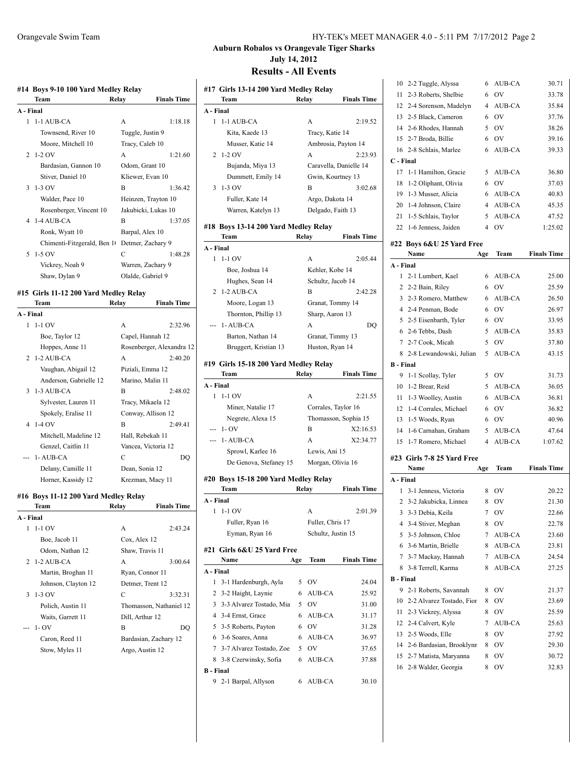## Auburn Robalos vs Orangevale Tiger Sharks

**July 14, 2012**

## Results - All Events

### #14 Boys 9-10 100 Yard Medley Relay

| | Team | Relay | Finals Time |
|---|---|---|---|
| **A - Final** | | | |
| 1 | 1-1 AUB-CA | A | 1:18.18 |
| | Townsend, River 10 | Tuggle, Justin 9 | |
| | Moore, Mitchell 10 | Tracy, Caleb 10 | |
| 2 | 1-2 OV | A | 1:21.60 |
| | Bardasian, Gannon 10 | Odom, Grant 10 | |
| | Stiver, Daniel 10 | Kliewer, Evan 10 | |
| 3 | 1-3 OV | B | 1:36.42 |
| | Walder, Pace 10 | Heinzen, Trayton 10 | |
| | Rosenberger, Vincent 10 | Jakubicki, Lukas 10 | |
| 4 | 1-4 AUB-CA | B | 1:37.05 |
| | Ronk, Wyatt 10 | Barpal, Alex 10 | |
| | Chimenti-Fitzgerald, Ben 10 | Detmer, Zachary 9 | |
| 5 | 1-5 OV | C | 1:48.28 |
| | Vickrey, Noah 9 | Warren, Zachary 9 | |
| | Shaw, Dylan 9 | Olalde, Gabriel 9 | |

### #15 Girls 11-12 200 Yard Medley Relay

| | Team | Relay | Finals Time |
|---|---|---|---|
| **A - Final** | | | |
| 1 | 1-1 OV | A | 2:32.96 |
| | Boe, Taylor 12 | Capel, Hannah 12 | |
| | Hoppes, Anne 11 | Rosenberger, Alexandra 12 | |
| 2 | 1-2 AUB-CA | A | 2:40.20 |
| | Vaughan, Abigail 12 | Piziali, Emma 12 | |
| | Anderson, Gabrielle 12 | Marino, Malin 11 | |
| 3 | 1-3 AUB-CA | B | 2:48.02 |
| | Sylvester, Lauren 11 | Tracy, Mikaela 12 | |
| | Spokely, Eralise 11 | Conway, Allison 12 | |
| 4 | 1-4 OV | B | 2:49.41 |
| | Mitchell, Madeline 12 | Hall, Rebekah 11 | |
| | Genzel, Caitlin 11 | Vancea, Victoria 12 | |
| --- | 1- AUB-CA | C | DQ |
| | Delany, Camille 11 | Dean, Sonia 12 | |
| | Horner, Kassidy 12 | Krezman, Macy 11 | |

### #16 Boys 11-12 200 Yard Medley Relay

| | Team | Relay | Finals Time |
|---|---|---|---|
| **A - Final** | | | |
| 1 | 1-1 OV | A | 2:43.24 |
| | Boe, Jacob 11 | Cox, Alex 12 | |
| | Odom, Nathan 12 | Shaw, Travis 11 | |
| 2 | 1-2 AUB-CA | A | 3:00.64 |
| | Martin, Broghan 11 | Ryan, Connor 11 | |
| | Johnson, Clayton 12 | Detmer, Trent 12 | |
| 3 | 1-3 OV | C | 3:32.31 |
| | Polich, Austin 11 | Thomasson, Nathaniel 12 | |
| | Waits, Garrett 11 | Dill, Arthur 12 | |
| --- | 1- OV | B | DQ |
| | Caron, Reed 11 | Bardasian, Zachary 12 | |
| | Stow, Myles 11 | Argo, Austin 12 | |

### #17 Girls 13-14 200 Yard Medley Relay

| | Team | Relay | Finals Time |
|---|---|---|---|
| **A - Final** | | | |
| 1 | 1-1 AUB-CA | A | 2:19.52 |
| | Kita, Kaede 13 | Tracy, Katie 14 | |
| | Musser, Katie 14 | Ambrosia, Payton 14 | |
| 2 | 1-2 OV | A | 2:23.93 |
| | Bujanda, Miya 13 | Caravella, Danielle 14 | |
| | Dummett, Emily 14 | Gwin, Kourtney 13 | |
| 3 | 1-3 OV | B | 3:02.68 |
| | Fuller, Kate 14 | Argo, Dakota 14 | |
| | Warren, Katelyn 13 | Delgado, Faith 13 | |

### #18 Boys 13-14 200 Yard Medley Relay

| | Team | Relay | Finals Time |
|---|---|---|---|
| **A - Final** | | | |
| 1 | 1-1 OV | A | 2:05.44 |
| | Boe, Joshua 14 | Kehler, Kobe 14 | |
| | Hughes, Sean 14 | Schultz, Jacob 14 | |
| 2 | 1-2 AUB-CA | B | 2:42.28 |
| | Moore, Logan 13 | Granat, Tommy 14 | |
| | Thornton, Phillip 13 | Sharp, Aaron 13 | |
| --- | 1- AUB-CA | A | DQ |
| | Barton, Nathan 14 | Granat, Timmy 13 | |
| | Bruggert, Kristian 13 | Huston, Ryan 14 | |

### #19 Girls 15-18 200 Yard Medley Relay

| | Team | Relay | Finals Time |
|---|---|---|---|
| **A - Final** | | | |
| 1 | 1-1 OV | A | 2:21.55 |
| | Miner, Natalie 17 | Corrales, Taylor 16 | |
| | Negrete, Alexa 15 | Thomasson, Sophia 15 | |
| --- | 1- OV | B | X2:16.53 |
| --- | 1- AUB-CA | A | X2:34.77 |
| | Sprowl, Karlee 16 | Lewis, Ani 15 | |
| | De Genova, Stefaney 15 | Morgan, Olivia 16 | |

### #20 Boys 15-18 200 Yard Medley Relay

| | Team | Relay | Finals Time |
|---|---|---|---|
| **A - Final** | | | |
| 1 | 1-1 OV | A | 2:01.39 |
| | Fuller, Ryan 16 | Fuller, Chris 17 | |
| | Eyman, Ryan 16 | Schultz, Justin 15 | |

### #21 Girls 6&U 25 Yard Free

| | Name | Age | Team | Finals Time |
|---|---|---|---|---|
| **A - Final** | | | | |
| 1 | 3-1 Hardenburgh, Ayla | 5 | OV | 24.04 |
| 2 | 3-2 Haight, Laynie | 6 | AUB-CA | 25.92 |
| 3 | 3-3 Alvarez Tostado, Mia | 5 | OV | 31.00 |
| 4 | 3-4 Ernst, Grace | 6 | AUB-CA | 31.17 |
| 5 | 3-5 Roberts, Payton | 6 | OV | 31.28 |
| 6 | 3-6 Soares, Anna | 6 | AUB-CA | 36.97 |
| 7 | 3-7 Alvarez Tostado, Zoe | 5 | OV | 37.65 |
| 8 | 3-8 Czerwinsky, Sofia | 6 | AUB-CA | 37.88 |
| **B - Final** | | | | |
| 9 | 2-1 Barpal, Allyson | 6 | AUB-CA | 30.10 |
| 10 | 2-2 Tuggle, Alyssa | 6 | AUB-CA | 30.71 |
| 11 | 2-3 Roberts, Shelbie | 6 | OV | 33.78 |
| 12 | 2-4 Sorenson, Madelyn | 4 | AUB-CA | 35.84 |
| 13 | 2-5 Black, Cameron | 6 | OV | 37.76 |
| 14 | 2-6 Rhodes, Hannah | 5 | OV | 38.26 |
| 15 | 2-7 Broda, Billie | 6 | OV | 39.16 |
| 16 | 2-8 Schlais, Marlee | 6 | AUB-CA | 39.33 |
| **C - Final** | | | | |
| 17 | 1-1 Hamilton, Gracie | 5 | AUB-CA | 36.80 |
| 18 | 1-2 Oliphant, Olivia | 6 | OV | 37.03 |
| 19 | 1-3 Musser, Alicia | 6 | AUB-CA | 40.83 |
| 20 | 1-4 Johnson, Claire | 4 | AUB-CA | 45.35 |
| 21 | 1-5 Schlais, Taylor | 5 | AUB-CA | 47.52 |
| 22 | 1-6 Jenness, Jaiden | 4 | OV | 1:25.02 |

### #22 Boys 6&U 25 Yard Free

| | Name | Age | Team | Finals Time |
|---|---|---|---|---|
| **A - Final** | | | | |
| 1 | 2-1 Lumbert, Kael | 6 | AUB-CA | 25.00 |
| 2 | 2-2 Bain, Riley | 6 | OV | 25.59 |
| 3 | 2-3 Romero, Matthew | 6 | AUB-CA | 26.50 |
| 4 | 2-4 Penman, Bode | 6 | OV | 26.97 |
| 5 | 2-5 Eisenbarth, Tyler | 6 | OV | 33.95 |
| 6 | 2-6 Tebbs, Dash | 5 | AUB-CA | 35.83 |
| 7 | 2-7 Cook, Micah | 5 | OV | 37.80 |
| 8 | 2-8 Lewandowski, Julian | 5 | AUB-CA | 43.15 |
| **B - Final** | | | | |
| 9 | 1-1 Scollay, Tyler | 5 | OV | 31.73 |
| 10 | 1-2 Brear, Reid | 5 | AUB-CA | 36.05 |
| 11 | 1-3 Woolley, Austin | 6 | AUB-CA | 36.81 |
| 12 | 1-4 Corrales, Michael | 6 | OV | 36.82 |
| 13 | 1-5 Woods, Ryan | 6 | OV | 40.96 |
| 14 | 1-6 Carnahan, Graham | 5 | AUB-CA | 47.64 |
| 15 | 1-7 Romero, Michael | 4 | AUB-CA | 1:07.62 |

### #23 Girls 7-8 25 Yard Free

| | Name | Age | Team | Finals Time |
|---|---|---|---|---|
| **A - Final** | | | | |
| 1 | 3-1 Jenness, Victoria | 8 | OV | 20.22 |
| 2 | 3-2 Jakubicka, Linnea | 8 | OV | 21.30 |
| 3 | 3-3 Debia, Keila | 7 | OV | 22.66 |
| 4 | 3-4 Stiver, Meghan | 8 | OV | 22.78 |
| 5 | 3-5 Johnson, Chloe | 7 | AUB-CA | 23.60 |
| 6 | 3-6 Martin, Brielle | 8 | AUB-CA | 23.81 |
| 7 | 3-7 Mackay, Hannah | 7 | AUB-CA | 24.54 |
| 8 | 3-8 Terrell, Karma | 8 | AUB-CA | 27.25 |
| **B - Final** | | | | |
| 9 | 2-1 Roberts, Savannah | 8 | OV | 21.37 |
| 10 | 2-2 Alvarez Tostado, Fior | 8 | OV | 23.69 |
| 11 | 2-3 Vickrey, Alyssa | 8 | OV | 25.59 |
| 12 | 2-4 Calvert, Kyle | 7 | AUB-CA | 25.63 |
| 13 | 2-5 Woods, Elle | 8 | OV | 27.92 |
| 14 | 2-6 Bardasian, Brooklynn | 8 | OV | 29.30 |
| 15 | 2-7 Matista, Maryanna | 8 | OV | 30.72 |
| 16 | 2-8 Walder, Georgia | 8 | OV | 32.83 |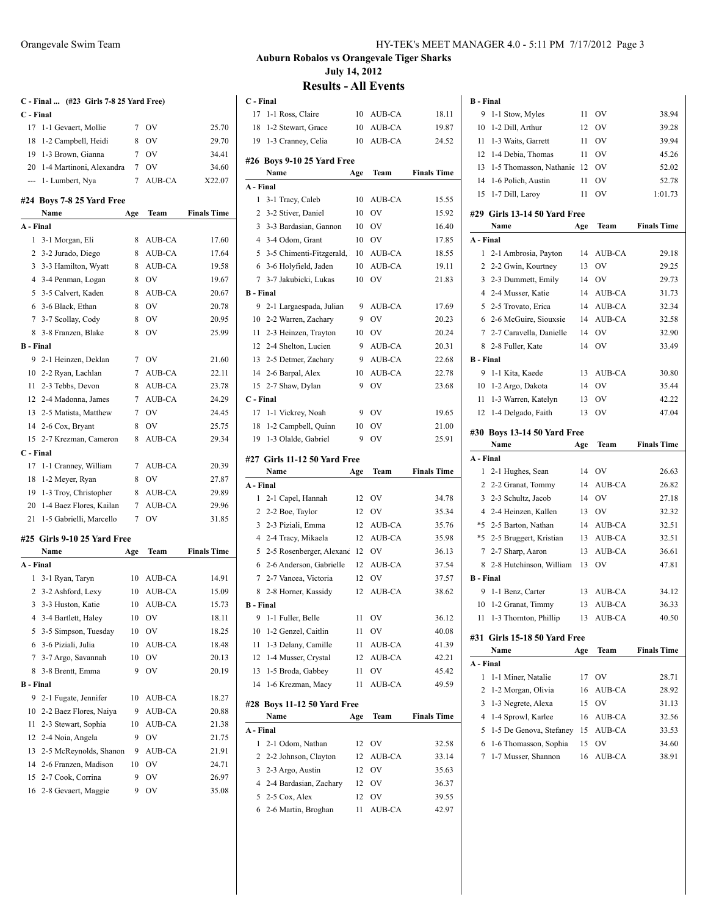## Auburn Robalos vs Orangevale Tiger Sharks

**July 14, 2012**

### Results - All Events

**C - Final ... (#23 Girls 7-8 25 Yard Free)**

| | Name | Age | Team | Finals Time |
|---|---|---|---|---|
| **C - Final** | | | | |
| 17 | 1-1 Gevaert, Mollie | 7 | OV | 25.70 |
| 18 | 1-2 Campbell, Heidi | 8 | OV | 29.70 |
| 19 | 1-3 Brown, Gianna | 7 | OV | 34.41 |
| 20 | 1-4 Martinoni, Alexandra | 7 | OV | 34.60 |
| --- | 1- Lumbert, Nya | 7 | AUB-CA | X22.07 |

### #24 Boys 7-8 25 Yard Free

| | Name | Age | Team | Finals Time |
|---|---|---|---|---|
| **A - Final** | | | | |
| 1 | 3-1 Morgan, Eli | 8 | AUB-CA | 17.60 |
| 2 | 3-2 Jurado, Diego | 8 | AUB-CA | 17.64 |
| 3 | 3-3 Hamilton, Wyatt | 8 | AUB-CA | 19.58 |
| 4 | 3-4 Penman, Logan | 8 | OV | 19.67 |
| 5 | 3-5 Calvert, Kaden | 8 | AUB-CA | 20.67 |
| 6 | 3-6 Black, Ethan | 8 | OV | 20.78 |
| 7 | 3-7 Scollay, Cody | 8 | OV | 20.95 |
| 8 | 3-8 Franzen, Blake | 8 | OV | 25.99 |
| **B - Final** | | | | |
| 9 | 2-1 Heinzen, Deklan | 7 | OV | 21.60 |
| 10 | 2-2 Ryan, Lachlan | 7 | AUB-CA | 22.11 |
| 11 | 2-3 Tebbs, Devon | 8 | AUB-CA | 23.78 |
| 12 | 2-4 Madonna, James | 7 | AUB-CA | 24.29 |
| 13 | 2-5 Matista, Matthew | 7 | OV | 24.45 |
| 14 | 2-6 Cox, Bryant | 8 | OV | 25.75 |
| 15 | 2-7 Krezman, Cameron | 8 | AUB-CA | 29.34 |
| **C - Final** | | | | |
| 17 | 1-1 Cranney, William | 7 | AUB-CA | 20.39 |
| 18 | 1-2 Meyer, Ryan | 8 | OV | 27.87 |
| 19 | 1-3 Troy, Christopher | 8 | AUB-CA | 29.89 |
| 20 | 1-4 Baez Flores, Kailan | 7 | AUB-CA | 29.96 |
| 21 | 1-5 Gabrielli, Marcello | 7 | OV | 31.85 |

### #25 Girls 9-10 25 Yard Free

| | Name | Age | Team | Finals Time |
|---|---|---|---|---|
| **A - Final** | | | | |
| 1 | 3-1 Ryan, Taryn | 10 | AUB-CA | 14.91 |
| 2 | 3-2 Ashford, Lexy | 10 | AUB-CA | 15.09 |
| 3 | 3-3 Huston, Katie | 10 | AUB-CA | 15.73 |
| 4 | 3-4 Bartlett, Haley | 10 | OV | 18.11 |
| 5 | 3-5 Simpson, Tuesday | 10 | OV | 18.25 |
| 6 | 3-6 Piziali, Julia | 10 | AUB-CA | 18.48 |
| 7 | 3-7 Argo, Savannah | 10 | OV | 20.13 |
| 8 | 3-8 Brentt, Emma | 9 | OV | 20.19 |
| **B - Final** | | | | |
| 9 | 2-1 Fugate, Jennifer | 10 | AUB-CA | 18.27 |
| 10 | 2-2 Baez Flores, Naiya | 9 | AUB-CA | 20.88 |
| 11 | 2-3 Stewart, Sophia | 10 | AUB-CA | 21.38 |
| 12 | 2-4 Noia, Angela | 9 | OV | 21.75 |
| 13 | 2-5 McReynolds, Shanon | 9 | AUB-CA | 21.91 |
| 14 | 2-6 Franzen, Madison | 10 | OV | 24.71 |
| 15 | 2-7 Cook, Corrina | 9 | OV | 26.97 |
| 16 | 2-8 Gevaert, Maggie | 9 | OV | 35.08 |
| **C - Final** | | | | |
| 17 | 1-1 Ross, Claire | 10 | AUB-CA | 18.11 |
| 18 | 1-2 Stewart, Grace | 10 | AUB-CA | 19.87 |
| 19 | 1-3 Cranney, Celia | 10 | AUB-CA | 24.52 |

### #26 Boys 9-10 25 Yard Free

| | Name | Age | Team | Finals Time |
|---|---|---|---|---|
| **A - Final** | | | | |
| 1 | 3-1 Tracy, Caleb | 10 | AUB-CA | 15.55 |
| 2 | 3-2 Stiver, Daniel | 10 | OV | 15.92 |
| 3 | 3-3 Bardasian, Gannon | 10 | OV | 16.40 |
| 4 | 3-4 Odom, Grant | 10 | OV | 17.85 |
| 5 | 3-5 Chimenti-Fitzgerald, | 10 | AUB-CA | 18.55 |
| 6 | 3-6 Holyfield, Jaden | 10 | AUB-CA | 19.11 |
| 7 | 3-7 Jakubicki, Lukas | 10 | OV | 21.83 |
| **B - Final** | | | | |
| 9 | 2-1 Largaespada, Julian | 9 | AUB-CA | 17.69 |
| 10 | 2-2 Warren, Zachary | 9 | OV | 20.23 |
| 11 | 2-3 Heinzen, Trayton | 10 | OV | 20.24 |
| 12 | 2-4 Shelton, Lucien | 9 | AUB-CA | 20.31 |
| 13 | 2-5 Detmer, Zachary | 9 | AUB-CA | 22.68 |
| 14 | 2-6 Barpal, Alex | 10 | AUB-CA | 22.78 |
| 15 | 2-7 Shaw, Dylan | 9 | OV | 23.68 |
| **C - Final** | | | | |
| 17 | 1-1 Vickrey, Noah | 9 | OV | 19.65 |
| 18 | 1-2 Campbell, Quinn | 10 | OV | 21.00 |
| 19 | 1-3 Olalde, Gabriel | 9 | OV | 25.91 |

### #27 Girls 11-12 50 Yard Free

| | Name | Age | Team | Finals Time |
|---|---|---|---|---|
| **A - Final** | | | | |
| 1 | 2-1 Capel, Hannah | 12 | OV | 34.78 |
| 2 | 2-2 Boe, Taylor | 12 | OV | 35.34 |
| 3 | 2-3 Piziali, Emma | 12 | AUB-CA | 35.76 |
| 4 | 2-4 Tracy, Mikaela | 12 | AUB-CA | 35.98 |
| 5 | 2-5 Rosenberger, Alexanc | 12 | OV | 36.13 |
| 6 | 2-6 Anderson, Gabrielle | 12 | AUB-CA | 37.54 |
| 7 | 2-7 Vancea, Victoria | 12 | OV | 37.57 |
| 8 | 2-8 Horner, Kassidy | 12 | AUB-CA | 38.62 |
| **B - Final** | | | | |
| 9 | 1-1 Fuller, Belle | 11 | OV | 36.12 |
| 10 | 1-2 Genzel, Caitlin | 11 | OV | 40.08 |
| 11 | 1-3 Delany, Camille | 11 | AUB-CA | 41.39 |
| 12 | 1-4 Musser, Crystal | 12 | AUB-CA | 42.21 |
| 13 | 1-5 Broda, Gabbey | 11 | OV | 45.42 |
| 14 | 1-6 Krezman, Macy | 11 | AUB-CA | 49.59 |

### #28 Boys 11-12 50 Yard Free

| | Name | Age | Team | Finals Time |
|---|---|---|---|---|
| **A - Final** | | | | |
| 1 | 2-1 Odom, Nathan | 12 | OV | 32.58 |
| 2 | 2-2 Johnson, Clayton | 12 | AUB-CA | 33.14 |
| 3 | 2-3 Argo, Austin | 12 | OV | 35.63 |
| 4 | 2-4 Bardasian, Zachary | 12 | OV | 36.37 |
| 5 | 2-5 Cox, Alex | 12 | OV | 39.55 |
| 6 | 2-6 Martin, Broghan | 11 | AUB-CA | 42.97 |
| **B - Final** | | | | |
| 9 | 1-1 Stow, Myles | 11 | OV | 38.94 |
| 10 | 1-2 Dill, Arthur | 12 | OV | 39.28 |
| 11 | 1-3 Waits, Garrett | 11 | OV | 39.94 |
| 12 | 1-4 Debia, Thomas | 11 | OV | 45.26 |
| 13 | 1-5 Thomasson, Nathanie | 12 | OV | 52.02 |
| 14 | 1-6 Polich, Austin | 11 | OV | 52.78 |
| 15 | 1-7 Dill, Laroy | 11 | OV | 1:01.73 |

### #29 Girls 13-14 50 Yard Free

| | Name | Age | Team | Finals Time |
|---|---|---|---|---|
| **A - Final** | | | | |
| 1 | 2-1 Ambrosia, Payton | 14 | AUB-CA | 29.18 |
| 2 | 2-2 Gwin, Kourtney | 13 | OV | 29.25 |
| 3 | 2-3 Dummett, Emily | 14 | OV | 29.73 |
| 4 | 2-4 Musser, Katie | 14 | AUB-CA | 31.73 |
| 5 | 2-5 Trovato, Erica | 14 | AUB-CA | 32.34 |
| 6 | 2-6 McGuire, Siouxsie | 14 | AUB-CA | 32.58 |
| 7 | 2-7 Caravella, Danielle | 14 | OV | 32.90 |
| 8 | 2-8 Fuller, Kate | 14 | OV | 33.49 |
| **B - Final** | | | | |
| 9 | 1-1 Kita, Kaede | 13 | AUB-CA | 30.80 |
| 10 | 1-2 Argo, Dakota | 14 | OV | 35.44 |
| 11 | 1-3 Warren, Katelyn | 13 | OV | 42.22 |
| 12 | 1-4 Delgado, Faith | 13 | OV | 47.04 |

### #30 Boys 13-14 50 Yard Free

| | Name | Age | Team | Finals Time |
|---|---|---|---|---|
| **A - Final** | | | | |
| 1 | 2-1 Hughes, Sean | 14 | OV | 26.63 |
| 2 | 2-2 Granat, Tommy | 14 | AUB-CA | 26.82 |
| 3 | 2-3 Schultz, Jacob | 14 | OV | 27.18 |
| 4 | 2-4 Heinzen, Kallen | 13 | OV | 32.32 |
| *5 | 2-5 Barton, Nathan | 14 | AUB-CA | 32.51 |
| *5 | 2-5 Bruggert, Kristian | 13 | AUB-CA | 32.51 |
| 7 | 2-7 Sharp, Aaron | 13 | AUB-CA | 36.61 |
| 8 | 2-8 Hutchinson, William | 13 | OV | 47.81 |
| **B - Final** | | | | |
| 9 | 1-1 Benz, Carter | 13 | AUB-CA | 34.12 |
| 10 | 1-2 Granat, Timmy | 13 | AUB-CA | 36.33 |
| 11 | 1-3 Thornton, Phillip | 13 | AUB-CA | 40.50 |

### #31 Girls 15-18 50 Yard Free

| | Name | Age | Team | Finals Time |
|---|---|---|---|---|
| **A - Final** | | | | |
| 1 | 1-1 Miner, Natalie | 17 | OV | 28.71 |
| 2 | 1-2 Morgan, Olivia | 16 | AUB-CA | 28.92 |
| 3 | 1-3 Negrete, Alexa | 15 | OV | 31.13 |
| 4 | 1-4 Sprowl, Karlee | 16 | AUB-CA | 32.56 |
| 5 | 1-5 De Genova, Stefaney | 15 | AUB-CA | 33.53 |
| 6 | 1-6 Thomasson, Sophia | 15 | OV | 34.60 |
| 7 | 1-7 Musser, Shannon | 16 | AUB-CA | 38.91 |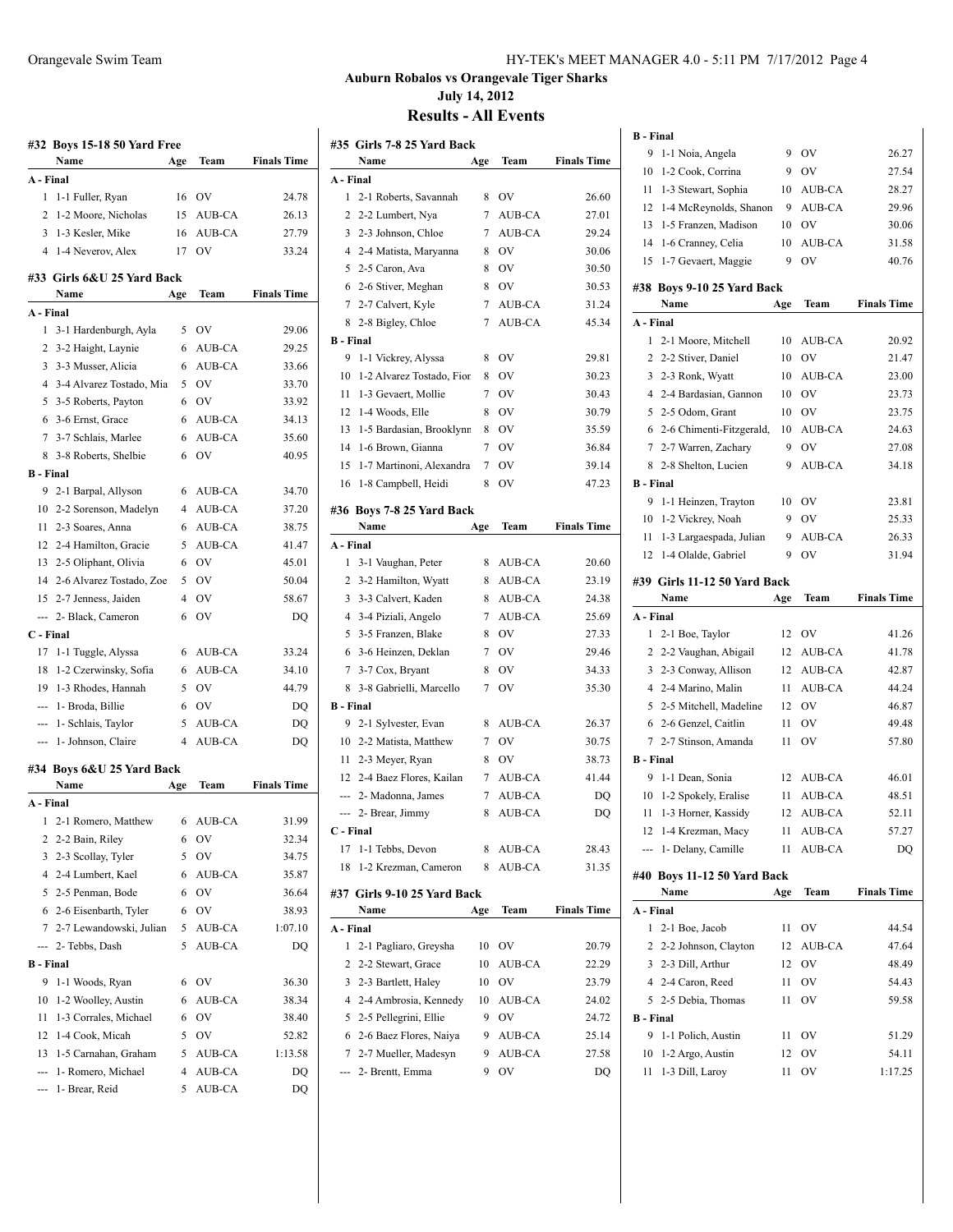## Auburn Robalos vs Orangevale Tiger Sharks

**July 14, 2012**

## Results - All Events

### #32 Boys 15-18 50 Yard Free

| | Name | Age | Team | Finals Time |
|---|---|---|---|---|
| **A - Final** | | | | |
| 1 | 1-1 Fuller, Ryan | 16 | OV | 24.78 |
| 2 | 1-2 Moore, Nicholas | 15 | AUB-CA | 26.13 |
| 3 | 1-3 Kesler, Mike | 16 | AUB-CA | 27.79 |
| 4 | 1-4 Neverov, Alex | 17 | OV | 33.24 |

### #33 Girls 6&U 25 Yard Back

| | Name | Age | Team | Finals Time |
|---|---|---|---|---|
| **A - Final** | | | | |
| 1 | 3-1 Hardenburgh, Ayla | 5 | OV | 29.06 |
| 2 | 3-2 Haight, Laynie | 6 | AUB-CA | 29.25 |
| 3 | 3-3 Musser, Alicia | 6 | AUB-CA | 33.66 |
| 4 | 3-4 Alvarez Tostado, Mia | 5 | OV | 33.70 |
| 5 | 3-5 Roberts, Payton | 6 | OV | 33.92 |
| 6 | 3-6 Ernst, Grace | 6 | AUB-CA | 34.13 |
| 7 | 3-7 Schlais, Marlee | 6 | AUB-CA | 35.60 |
| 8 | 3-8 Roberts, Shelbie | 6 | OV | 40.95 |
| **B - Final** | | | | |
| 9 | 2-1 Barpal, Allyson | 6 | AUB-CA | 34.70 |
| 10 | 2-2 Sorenson, Madelyn | 4 | AUB-CA | 37.20 |
| 11 | 2-3 Soares, Anna | 6 | AUB-CA | 38.75 |
| 12 | 2-4 Hamilton, Gracie | 5 | AUB-CA | 41.47 |
| 13 | 2-5 Oliphant, Olivia | 6 | OV | 45.01 |
| 14 | 2-6 Alvarez Tostado, Zoe | 5 | OV | 50.04 |
| 15 | 2-7 Jenness, Jaiden | 4 | OV | 58.67 |
| --- | 2- Black, Cameron | 6 | OV | DQ |
| **C - Final** | | | | |
| 17 | 1-1 Tuggle, Alyssa | 6 | AUB-CA | 33.24 |
| 18 | 1-2 Czerwinsky, Sofia | 6 | AUB-CA | 34.10 |
| 19 | 1-3 Rhodes, Hannah | 5 | OV | 44.79 |
| --- | 1- Broda, Billie | 6 | OV | DQ |
| --- | 1- Schlais, Taylor | 5 | AUB-CA | DQ |
| --- | 1- Johnson, Claire | 4 | AUB-CA | DQ |

### #34 Boys 6&U 25 Yard Back

| | Name | Age | Team | Finals Time |
|---|---|---|---|---|
| **A - Final** | | | | |
| 1 | 2-1 Romero, Matthew | 6 | AUB-CA | 31.99 |
| 2 | 2-2 Bain, Riley | 6 | OV | 32.34 |
| 3 | 2-3 Scollay, Tyler | 5 | OV | 34.75 |
| 4 | 2-4 Lumbert, Kael | 6 | AUB-CA | 35.87 |
| 5 | 2-5 Penman, Bode | 6 | OV | 36.64 |
| 6 | 2-6 Eisenbarth, Tyler | 6 | OV | 38.93 |
| 7 | 2-7 Lewandowski, Julian | 5 | AUB-CA | 1:07.10 |
| --- | 2- Tebbs, Dash | 5 | AUB-CA | DQ |
| **B - Final** | | | | |
| 9 | 1-1 Woods, Ryan | 6 | OV | 36.30 |
| 10 | 1-2 Woolley, Austin | 6 | AUB-CA | 38.34 |
| 11 | 1-3 Corrales, Michael | 6 | OV | 38.40 |
| 12 | 1-4 Cook, Micah | 5 | OV | 52.82 |
| 13 | 1-5 Carnahan, Graham | 5 | AUB-CA | 1:13.58 |
| --- | 1- Romero, Michael | 4 | AUB-CA | DQ |
| --- | 1- Brear, Reid | 5 | AUB-CA | DQ |

### #35 Girls 7-8 25 Yard Back

| | Name | Age | Team | Finals Time |
|---|---|---|---|---|
| **A - Final** | | | | |
| 1 | 2-1 Roberts, Savannah | 8 | OV | 26.60 |
| 2 | 2-2 Lumbert, Nya | 7 | AUB-CA | 27.01 |
| 3 | 2-3 Johnson, Chloe | 7 | AUB-CA | 29.24 |
| 4 | 2-4 Matista, Maryanna | 8 | OV | 30.06 |
| 5 | 2-5 Caron, Ava | 8 | OV | 30.50 |
| 6 | 2-6 Stiver, Meghan | 8 | OV | 30.53 |
| 7 | 2-7 Calvert, Kyle | 7 | AUB-CA | 31.24 |
| 8 | 2-8 Bigley, Chloe | 7 | AUB-CA | 45.34 |
| **B - Final** | | | | |
| 9 | 1-1 Vickrey, Alyssa | 8 | OV | 29.81 |
| 10 | 1-2 Alvarez Tostado, Fior | 8 | OV | 30.23 |
| 11 | 1-3 Gevaert, Mollie | 7 | OV | 30.43 |
| 12 | 1-4 Woods, Elle | 8 | OV | 30.79 |
| 13 | 1-5 Bardasian, Brooklynn | 8 | OV | 35.59 |
| 14 | 1-6 Brown, Gianna | 7 | OV | 36.84 |
| 15 | 1-7 Martinoni, Alexandra | 7 | OV | 39.14 |
| 16 | 1-8 Campbell, Heidi | 8 | OV | 47.23 |

### #36 Boys 7-8 25 Yard Back

| | Name | Age | Team | Finals Time |
|---|---|---|---|---|
| **A - Final** | | | | |
| 1 | 3-1 Vaughan, Peter | 8 | AUB-CA | 20.60 |
| 2 | 3-2 Hamilton, Wyatt | 8 | AUB-CA | 23.19 |
| 3 | 3-3 Calvert, Kaden | 8 | AUB-CA | 24.38 |
| 4 | 3-4 Piziali, Angelo | 7 | AUB-CA | 25.69 |
| 5 | 3-5 Franzen, Blake | 8 | OV | 27.33 |
| 6 | 3-6 Heinzen, Deklan | 7 | OV | 29.46 |
| 7 | 3-7 Cox, Bryant | 8 | OV | 34.33 |
| 8 | 3-8 Gabrielli, Marcello | 7 | OV | 35.30 |
| **B - Final** | | | | |
| 9 | 2-1 Sylvester, Evan | 8 | AUB-CA | 26.37 |
| 10 | 2-2 Matista, Matthew | 7 | OV | 30.75 |
| 11 | 2-3 Meyer, Ryan | 8 | OV | 38.73 |
| 12 | 2-4 Baez Flores, Kailan | 7 | AUB-CA | 41.44 |
| --- | 2- Madonna, James | 7 | AUB-CA | DQ |
| --- | 2- Brear, Jimmy | 8 | AUB-CA | DQ |
| **C - Final** | | | | |
| 17 | 1-1 Tebbs, Devon | 8 | AUB-CA | 28.43 |
| 18 | 1-2 Krezman, Cameron | 8 | AUB-CA | 31.35 |

### #37 Girls 9-10 25 Yard Back

| | Name | Age | Team | Finals Time |
|---|---|---|---|---|
| **A - Final** | | | | |
| 1 | 2-1 Pagliaro, Greysha | 10 | OV | 20.79 |
| 2 | 2-2 Stewart, Grace | 10 | AUB-CA | 22.29 |
| 3 | 2-3 Bartlett, Haley | 10 | OV | 23.79 |
| 4 | 2-4 Ambrosia, Kennedy | 10 | AUB-CA | 24.02 |
| 5 | 2-5 Pellegrini, Ellie | 9 | OV | 24.72 |
| 6 | 2-6 Baez Flores, Naiya | 9 | AUB-CA | 25.14 |
| 7 | 2-7 Mueller, Madesyn | 9 | AUB-CA | 27.58 |
| --- | 2- Brentt, Emma | 9 | OV | DQ |
| **B - Final** | | | | |
| 9 | 1-1 Noia, Angela | 9 | OV | 26.27 |
| 10 | 1-2 Cook, Corrina | 9 | OV | 27.54 |
| 11 | 1-3 Stewart, Sophia | 10 | AUB-CA | 28.27 |
| 12 | 1-4 McReynolds, Shanon | 9 | AUB-CA | 29.96 |
| 13 | 1-5 Franzen, Madison | 10 | OV | 30.06 |
| 14 | 1-6 Cranney, Celia | 10 | AUB-CA | 31.58 |
| 15 | 1-7 Gevaert, Maggie | 9 | OV | 40.76 |

### #38 Boys 9-10 25 Yard Back

| | Name | Age | Team | Finals Time |
|---|---|---|---|---|
| **A - Final** | | | | |
| 1 | 2-1 Moore, Mitchell | 10 | AUB-CA | 20.92 |
| 2 | 2-2 Stiver, Daniel | 10 | OV | 21.47 |
| 3 | 2-3 Ronk, Wyatt | 10 | AUB-CA | 23.00 |
| 4 | 2-4 Bardasian, Gannon | 10 | OV | 23.73 |
| 5 | 2-5 Odom, Grant | 10 | OV | 23.75 |
| 6 | 2-6 Chimenti-Fitzgerald, | 10 | AUB-CA | 24.63 |
| 7 | 2-7 Warren, Zachary | 9 | OV | 27.08 |
| 8 | 2-8 Shelton, Lucien | 9 | AUB-CA | 34.18 |
| **B - Final** | | | | |
| 9 | 1-1 Heinzen, Trayton | 10 | OV | 23.81 |
| 10 | 1-2 Vickrey, Noah | 9 | OV | 25.33 |
| 11 | 1-3 Largaespada, Julian | 9 | AUB-CA | 26.33 |
| 12 | 1-4 Olalde, Gabriel | 9 | OV | 31.94 |

### #39 Girls 11-12 50 Yard Back

| | Name | Age | Team | Finals Time |
|---|---|---|---|---|
| **A - Final** | | | | |
| 1 | 2-1 Boe, Taylor | 12 | OV | 41.26 |
| 2 | 2-2 Vaughan, Abigail | 12 | AUB-CA | 41.78 |
| 3 | 2-3 Conway, Allison | 12 | AUB-CA | 42.87 |
| 4 | 2-4 Marino, Malin | 11 | AUB-CA | 44.24 |
| 5 | 2-5 Mitchell, Madeline | 12 | OV | 46.87 |
| 6 | 2-6 Genzel, Caitlin | 11 | OV | 49.48 |
| 7 | 2-7 Stinson, Amanda | 11 | OV | 57.80 |
| **B - Final** | | | | |
| 9 | 1-1 Dean, Sonia | 12 | AUB-CA | 46.01 |
| 10 | 1-2 Spokely, Eralise | 11 | AUB-CA | 48.51 |
| 11 | 1-3 Horner, Kassidy | 12 | AUB-CA | 52.11 |
| 12 | 1-4 Krezman, Macy | 11 | AUB-CA | 57.27 |
| --- | 1- Delany, Camille | 11 | AUB-CA | DQ |

### #40 Boys 11-12 50 Yard Back

| | Name | Age | Team | Finals Time |
|---|---|---|---|---|
| **A - Final** | | | | |
| 1 | 2-1 Boe, Jacob | 11 | OV | 44.54 |
| 2 | 2-2 Johnson, Clayton | 12 | AUB-CA | 47.64 |
| 3 | 2-3 Dill, Arthur | 12 | OV | 48.49 |
| 4 | 2-4 Caron, Reed | 11 | OV | 54.43 |
| 5 | 2-5 Debia, Thomas | 11 | OV | 59.58 |
| **B - Final** | | | | |
| 9 | 1-1 Polich, Austin | 11 | OV | 51.29 |
| 10 | 1-2 Argo, Austin | 12 | OV | 54.11 |
| 11 | 1-3 Dill, Laroy | 11 | OV | 1:17.25 |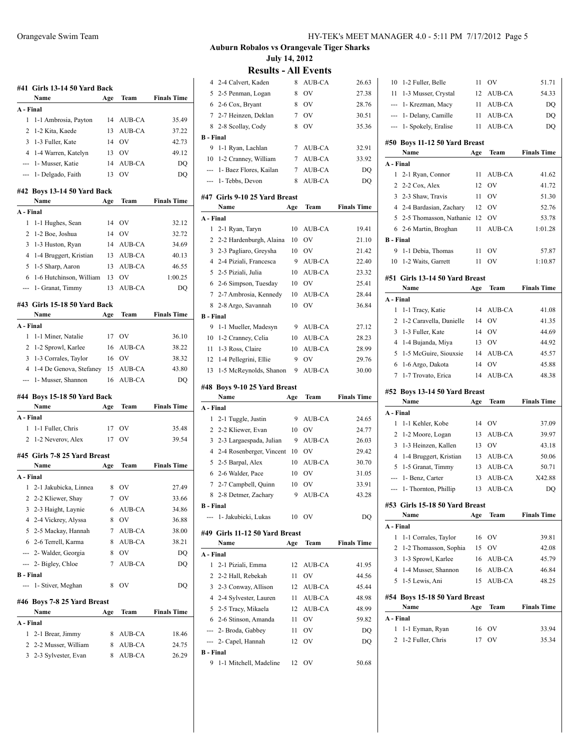**Auburn Robalos vs Orangevale Tiger Sharks**

**July 14, 2012**

## Results - All Events

### #41 Girls 13-14 50 Yard Back

| | Name | Age | Team | Finals Time |
|---|---|---|---|---|
| **A - Final** | | | | |
| 1 | 1-1 Ambrosia, Payton | 14 | AUB-CA | 35.49 |
| 2 | 1-2 Kita, Kaede | 13 | AUB-CA | 37.22 |
| 3 | 1-3 Fuller, Kate | 14 | OV | 42.73 |
| 4 | 1-4 Warren, Katelyn | 13 | OV | 49.12 |
| --- | 1- Musser, Katie | 14 | AUB-CA | DQ |
| --- | 1- Delgado, Faith | 13 | OV | DQ |

### #42 Boys 13-14 50 Yard Back

| | Name | Age | Team | Finals Time |
|---|---|---|---|---|
| **A - Final** | | | | |
| 1 | 1-1 Hughes, Sean | 14 | OV | 32.12 |
| 2 | 1-2 Boe, Joshua | 14 | OV | 32.72 |
| 3 | 1-3 Huston, Ryan | 14 | AUB-CA | 34.69 |
| 4 | 1-4 Bruggert, Kristian | 13 | AUB-CA | 40.13 |
| 5 | 1-5 Sharp, Aaron | 13 | AUB-CA | 46.55 |
| 6 | 1-6 Hutchinson, William | 13 | OV | 1:00.25 |
| --- | 1- Granat, Timmy | 13 | AUB-CA | DQ |

### #43 Girls 15-18 50 Yard Back

| | Name | Age | Team | Finals Time |
|---|---|---|---|---|
| **A - Final** | | | | |
| 1 | 1-1 Miner, Natalie | 17 | OV | 36.10 |
| 2 | 1-2 Sprowl, Karlee | 16 | AUB-CA | 38.22 |
| 3 | 1-3 Corrales, Taylor | 16 | OV | 38.32 |
| 4 | 1-4 De Genova, Stefaney | 15 | AUB-CA | 43.80 |
| --- | 1- Musser, Shannon | 16 | AUB-CA | DQ |

### #44 Boys 15-18 50 Yard Back

| | Name | Age | Team | Finals Time |
|---|---|---|---|---|
| **A - Final** | | | | |
| 1 | 1-1 Fuller, Chris | 17 | OV | 35.48 |
| 2 | 1-2 Neverov, Alex | 17 | OV | 39.54 |

### #45 Girls 7-8 25 Yard Breast

| | Name | Age | Team | Finals Time |
|---|---|---|---|---|
| **A - Final** | | | | |
| 1 | 2-1 Jakubicka, Linnea | 8 | OV | 27.49 |
| 2 | 2-2 Kliewer, Shay | 7 | OV | 33.66 |
| 3 | 2-3 Haight, Laynie | 6 | AUB-CA | 34.86 |
| 4 | 2-4 Vickrey, Alyssa | 8 | OV | 36.88 |
| 5 | 2-5 Mackay, Hannah | 7 | AUB-CA | 38.00 |
| 6 | 2-6 Terrell, Karma | 8 | AUB-CA | 38.21 |
| --- | 2- Walder, Georgia | 8 | OV | DQ |
| --- | 2- Bigley, Chloe | 7 | AUB-CA | DQ |
| **B - Final** | | | | |
| --- | 1- Stiver, Meghan | 8 | OV | DQ |

### #46 Boys 7-8 25 Yard Breast

| | Name | Age | Team | Finals Time |
|---|---|---|---|---|
| **A - Final** | | | | |
| 1 | 2-1 Brear, Jimmy | 8 | AUB-CA | 18.46 |
| 2 | 2-2 Musser, William | 8 | AUB-CA | 24.75 |
| 3 | 2-3 Sylvester, Evan | 8 | AUB-CA | 26.29 |
| 4 | 2-4 Calvert, Kaden | 8 | AUB-CA | 26.63 |
| 5 | 2-5 Penman, Logan | 8 | OV | 27.38 |
| 6 | 2-6 Cox, Bryant | 8 | OV | 28.76 |
| 7 | 2-7 Heinzen, Deklan | 7 | OV | 30.51 |
| 8 | 2-8 Scollay, Cody | 8 | OV | 35.36 |
| **B - Final** | | | | |
| 9 | 1-1 Ryan, Lachlan | 7 | AUB-CA | 32.91 |
| 10 | 1-2 Cranney, William | 7 | AUB-CA | 33.92 |
| --- | 1- Baez Flores, Kailan | 7 | AUB-CA | DQ |
| --- | 1- Tebbs, Devon | 8 | AUB-CA | DQ |

### #47 Girls 9-10 25 Yard Breast

| | Name | Age | Team | Finals Time |
|---|---|---|---|---|
| **A - Final** | | | | |
| 1 | 2-1 Ryan, Taryn | 10 | AUB-CA | 19.41 |
| 2 | 2-2 Hardenburgh, Alaina | 10 | OV | 21.10 |
| 3 | 2-3 Pagliaro, Greysha | 10 | OV | 21.42 |
| 4 | 2-4 Piziali, Francesca | 9 | AUB-CA | 22.40 |
| 5 | 2-5 Piziali, Julia | 10 | AUB-CA | 23.32 |
| 6 | 2-6 Simpson, Tuesday | 10 | OV | 25.41 |
| 7 | 2-7 Ambrosia, Kennedy | 10 | AUB-CA | 28.44 |
| 8 | 2-8 Argo, Savannah | 10 | OV | 36.84 |
| **B - Final** | | | | |
| 9 | 1-1 Mueller, Madesyn | 9 | AUB-CA | 27.12 |
| 10 | 1-2 Cranney, Celia | 10 | AUB-CA | 28.23 |
| 11 | 1-3 Ross, Claire | 10 | AUB-CA | 28.99 |
| 12 | 1-4 Pellegrini, Ellie | 9 | OV | 29.76 |
| 13 | 1-5 McReynolds, Shanon | 9 | AUB-CA | 30.00 |

### #48 Boys 9-10 25 Yard Breast

| | Name | Age | Team | Finals Time |
|---|---|---|---|---|
| **A - Final** | | | | |
| 1 | 2-1 Tuggle, Justin | 9 | AUB-CA | 24.65 |
| 2 | 2-2 Kliewer, Evan | 10 | OV | 24.77 |
| 3 | 2-3 Largaespada, Julian | 9 | AUB-CA | 26.03 |
| 4 | 2-4 Rosenberger, Vincent | 10 | OV | 29.42 |
| 5 | 2-5 Barpal, Alex | 10 | AUB-CA | 30.70 |
| 6 | 2-6 Walder, Pace | 10 | OV | 31.05 |
| 7 | 2-7 Campbell, Quinn | 10 | OV | 33.91 |
| 8 | 2-8 Detmer, Zachary | 9 | AUB-CA | 43.28 |
| **B - Final** | | | | |
| --- | 1- Jakubicki, Lukas | 10 | OV | DQ |

### #49 Girls 11-12 50 Yard Breast

| | Name | Age | Team | Finals Time |
|---|---|---|---|---|
| **A - Final** | | | | |
| 1 | 2-1 Piziali, Emma | 12 | AUB-CA | 41.95 |
| 2 | 2-2 Hall, Rebekah | 11 | OV | 44.56 |
| 3 | 2-3 Conway, Allison | 12 | AUB-CA | 45.44 |
| 4 | 2-4 Sylvester, Lauren | 11 | AUB-CA | 48.98 |
| 5 | 2-5 Tracy, Mikaela | 12 | AUB-CA | 48.99 |
| 6 | 2-6 Stinson, Amanda | 11 | OV | 59.82 |
| --- | 2- Broda, Gabbey | 11 | OV | DQ |
| --- | 2- Capel, Hannah | 12 | OV | DQ |
| **B - Final** | | | | |
| 9 | 1-1 Mitchell, Madeline | 12 | OV | 50.68 |
| 10 | 1-2 Fuller, Belle | 11 | OV | 51.71 |
| 11 | 1-3 Musser, Crystal | 12 | AUB-CA | 54.33 |
| --- | 1- Krezman, Macy | 11 | AUB-CA | DQ |
| --- | 1- Delany, Camille | 11 | AUB-CA | DQ |
| --- | 1- Spokely, Eralise | 11 | AUB-CA | DQ |

### #50 Boys 11-12 50 Yard Breast

| | Name | Age | Team | Finals Time |
|---|---|---|---|---|
| **A - Final** | | | | |
| 1 | 2-1 Ryan, Connor | 11 | AUB-CA | 41.62 |
| 2 | 2-2 Cox, Alex | 12 | OV | 41.72 |
| 3 | 2-3 Shaw, Travis | 11 | OV | 51.30 |
| 4 | 2-4 Bardasian, Zachary | 12 | OV | 52.76 |
| 5 | 2-5 Thomasson, Nathanie | 12 | OV | 53.78 |
| 6 | 2-6 Martin, Broghan | 11 | AUB-CA | 1:01.28 |
| **B - Final** | | | | |
| 9 | 1-1 Debia, Thomas | 11 | OV | 57.87 |
| 10 | 1-2 Waits, Garrett | 11 | OV | 1:10.87 |

### #51 Girls 13-14 50 Yard Breast

| | Name | Age | Team | Finals Time |
|---|---|---|---|---|
| **A - Final** | | | | |
| 1 | 1-1 Tracy, Katie | 14 | AUB-CA | 41.08 |
| 2 | 1-2 Caravella, Danielle | 14 | OV | 41.35 |
| 3 | 1-3 Fuller, Kate | 14 | OV | 44.69 |
| 4 | 1-4 Bujanda, Miya | 13 | OV | 44.92 |
| 5 | 1-5 McGuire, Siouxsie | 14 | AUB-CA | 45.57 |
| 6 | 1-6 Argo, Dakota | 14 | OV | 45.88 |
| 7 | 1-7 Trovato, Erica | 14 | AUB-CA | 48.38 |

### #52 Boys 13-14 50 Yard Breast

| | Name | Age | Team | Finals Time |
|---|---|---|---|---|
| **A - Final** | | | | |
| 1 | 1-1 Kehler, Kobe | 14 | OV | 37.09 |
| 2 | 1-2 Moore, Logan | 13 | AUB-CA | 39.97 |
| 3 | 1-3 Heinzen, Kallen | 13 | OV | 43.18 |
| 4 | 1-4 Bruggert, Kristian | 13 | AUB-CA | 50.06 |
| 5 | 1-5 Granat, Timmy | 13 | AUB-CA | 50.71 |
| --- | 1- Benz, Carter | 13 | AUB-CA | X42.88 |
| --- | 1- Thornton, Phillip | 13 | AUB-CA | DQ |

### #53 Girls 15-18 50 Yard Breast

| | Name | Age | Team | Finals Time |
|---|---|---|---|---|
| **A - Final** | | | | |
| 1 | 1-1 Corrales, Taylor | 16 | OV | 39.81 |
| 2 | 1-2 Thomasson, Sophia | 15 | OV | 42.08 |
| 3 | 1-3 Sprowl, Karlee | 16 | AUB-CA | 45.79 |
| 4 | 1-4 Musser, Shannon | 16 | AUB-CA | 46.84 |
| 5 | 1-5 Lewis, Ani | 15 | AUB-CA | 48.25 |

### #54 Boys 15-18 50 Yard Breast

| | Name | Age | Team | Finals Time |
|---|---|---|---|---|
| **A - Final** | | | | |
| 1 | 1-1 Eyman, Ryan | 16 | OV | 33.94 |
| 2 | 1-2 Fuller, Chris | 17 | OV | 35.34 |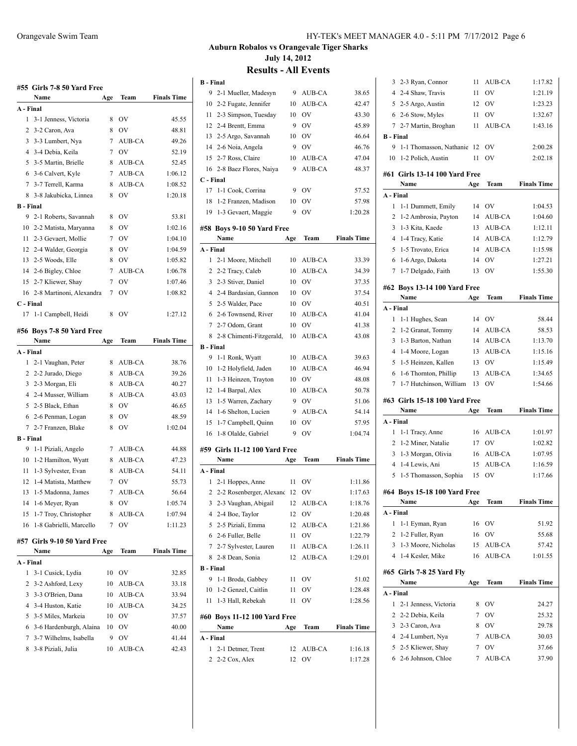**Auburn Robalos vs Orangevale Tiger Sharks**
**July 14, 2012**

## Results - All Events

### #55 Girls 7-8 50 Yard Free

| | Name | Age | Team | Finals Time |
|---|---|---|---|---|
| **A - Final** | | | | |
| 1 | 3-1 Jenness, Victoria | 8 | OV | 45.55 |
| 2 | 3-2 Caron, Ava | 8 | OV | 48.81 |
| 3 | 3-3 Lumbert, Nya | 7 | AUB-CA | 49.26 |
| 4 | 3-4 Debia, Keila | 7 | OV | 52.19 |
| 5 | 3-5 Martin, Brielle | 8 | AUB-CA | 52.45 |
| 6 | 3-6 Calvert, Kyle | 7 | AUB-CA | 1:06.12 |
| 7 | 3-7 Terrell, Karma | 8 | AUB-CA | 1:08.52 |
| 8 | 3-8 Jakubicka, Linnea | 8 | OV | 1:20.18 |
| **B - Final** | | | | |
| 9 | 2-1 Roberts, Savannah | 8 | OV | 53.81 |
| 10 | 2-2 Matista, Maryanna | 8 | OV | 1:02.16 |
| 11 | 2-3 Gevaert, Mollie | 7 | OV | 1:04.10 |
| 12 | 2-4 Walder, Georgia | 8 | OV | 1:04.59 |
| 13 | 2-5 Woods, Elle | 8 | OV | 1:05.82 |
| 14 | 2-6 Bigley, Chloe | 7 | AUB-CA | 1:06.78 |
| 15 | 2-7 Kliewer, Shay | 7 | OV | 1:07.46 |
| 16 | 2-8 Martinoni, Alexandra | 7 | OV | 1:08.82 |
| **C - Final** | | | | |
| 17 | 1-1 Campbell, Heidi | 8 | OV | 1:27.12 |

### #56 Boys 7-8 50 Yard Free

| | Name | Age | Team | Finals Time |
|---|---|---|---|---|
| **A - Final** | | | | |
| 1 | 2-1 Vaughan, Peter | 8 | AUB-CA | 38.76 |
| 2 | 2-2 Jurado, Diego | 8 | AUB-CA | 39.26 |
| 3 | 2-3 Morgan, Eli | 8 | AUB-CA | 40.27 |
| 4 | 2-4 Musser, William | 8 | AUB-CA | 43.03 |
| 5 | 2-5 Black, Ethan | 8 | OV | 46.65 |
| 6 | 2-6 Penman, Logan | 8 | OV | 48.59 |
| 7 | 2-7 Franzen, Blake | 8 | OV | 1:02.04 |
| **B - Final** | | | | |
| 9 | 1-1 Piziali, Angelo | 7 | AUB-CA | 44.88 |
| 10 | 1-2 Hamilton, Wyatt | 8 | AUB-CA | 47.23 |
| 11 | 1-3 Sylvester, Evan | 8 | AUB-CA | 54.11 |
| 12 | 1-4 Matista, Matthew | 7 | OV | 55.73 |
| 13 | 1-5 Madonna, James | 7 | AUB-CA | 56.64 |
| 14 | 1-6 Meyer, Ryan | 8 | OV | 1:05.74 |
| 15 | 1-7 Troy, Christopher | 8 | AUB-CA | 1:07.94 |
| 16 | 1-8 Gabrielli, Marcello | 7 | OV | 1:11.23 |

### #57 Girls 9-10 50 Yard Free

| | Name | Age | Team | Finals Time |
|---|---|---|---|---|
| **A - Final** | | | | |
| 1 | 3-1 Cusick, Lydia | 10 | OV | 32.85 |
| 2 | 3-2 Ashford, Lexy | 10 | AUB-CA | 33.18 |
| 3 | 3-3 O'Brien, Dana | 10 | AUB-CA | 33.94 |
| 4 | 3-4 Huston, Katie | 10 | AUB-CA | 34.25 |
| 5 | 3-5 Miles, Markeia | 10 | OV | 37.57 |
| 6 | 3-6 Hardenburgh, Alaina | 10 | OV | 40.00 |
| 7 | 3-7 Wilhelms, Isabella | 9 | OV | 41.44 |
| 8 | 3-8 Piziali, Julia | 10 | AUB-CA | 42.43 |
| **B - Final** | | | | |
| 9 | 2-1 Mueller, Madesyn | 9 | AUB-CA | 38.65 |
| 10 | 2-2 Fugate, Jennifer | 10 | AUB-CA | 42.47 |
| 11 | 2-3 Simpson, Tuesday | 10 | OV | 43.30 |
| 12 | 2-4 Brentt, Emma | 9 | OV | 45.89 |
| 13 | 2-5 Argo, Savannah | 10 | OV | 46.64 |
| 14 | 2-6 Noia, Angela | 9 | OV | 46.76 |
| 15 | 2-7 Ross, Claire | 10 | AUB-CA | 47.04 |
| 16 | 2-8 Baez Flores, Naiya | 9 | AUB-CA | 48.37 |
| **C - Final** | | | | |
| 17 | 1-1 Cook, Corrina | 9 | OV | 57.52 |
| 18 | 1-2 Franzen, Madison | 10 | OV | 57.98 |
| 19 | 1-3 Gevaert, Maggie | 9 | OV | 1:20.28 |

### #58 Boys 9-10 50 Yard Free

| | Name | Age | Team | Finals Time |
|---|---|---|---|---|
| **A - Final** | | | | |
| 1 | 2-1 Moore, Mitchell | 10 | AUB-CA | 33.39 |
| 2 | 2-2 Tracy, Caleb | 10 | AUB-CA | 34.39 |
| 3 | 2-3 Stiver, Daniel | 10 | OV | 37.35 |
| 4 | 2-4 Bardasian, Gannon | 10 | OV | 37.54 |
| 5 | 2-5 Walder, Pace | 10 | OV | 40.51 |
| 6 | 2-6 Townsend, River | 10 | AUB-CA | 41.04 |
| 7 | 2-7 Odom, Grant | 10 | OV | 41.38 |
| 8 | 2-8 Chimenti-Fitzgerald, | 10 | AUB-CA | 43.08 |
| **B - Final** | | | | |
| 9 | 1-1 Ronk, Wyatt | 10 | AUB-CA | 39.63 |
| 10 | 1-2 Holyfield, Jaden | 10 | AUB-CA | 46.94 |
| 11 | 1-3 Heinzen, Trayton | 10 | OV | 48.08 |
| 12 | 1-4 Barpal, Alex | 10 | AUB-CA | 50.78 |
| 13 | 1-5 Warren, Zachary | 9 | OV | 51.06 |
| 14 | 1-6 Shelton, Lucien | 9 | AUB-CA | 54.14 |
| 15 | 1-7 Campbell, Quinn | 10 | OV | 57.95 |
| 16 | 1-8 Olalde, Gabriel | 9 | OV | 1:04.74 |

### #59 Girls 11-12 100 Yard Free

| | Name | Age | Team | Finals Time |
|---|---|---|---|---|
| **A - Final** | | | | |
| 1 | 2-1 Hoppes, Anne | 11 | OV | 1:11.86 |
| 2 | 2-2 Rosenberger, Alexanc | 12 | OV | 1:17.63 |
| 3 | 2-3 Vaughan, Abigail | 12 | AUB-CA | 1:18.76 |
| 4 | 2-4 Boe, Taylor | 12 | OV | 1:20.48 |
| 5 | 2-5 Piziali, Emma | 12 | AUB-CA | 1:21.86 |
| 6 | 2-6 Fuller, Belle | 11 | OV | 1:22.79 |
| 7 | 2-7 Sylvester, Lauren | 11 | AUB-CA | 1:26.11 |
| 8 | 2-8 Dean, Sonia | 12 | AUB-CA | 1:29.01 |
| **B - Final** | | | | |
| 9 | 1-1 Broda, Gabbey | 11 | OV | 51.02 |
| 10 | 1-2 Genzel, Caitlin | 11 | OV | 1:28.48 |
| 11 | 1-3 Hall, Rebekah | 11 | OV | 1:28.56 |

### #60 Boys 11-12 100 Yard Free

| | Name | Age | Team | Finals Time |
|---|---|---|---|---|
| **A - Final** | | | | |
| 1 | 2-1 Detmer, Trent | 12 | AUB-CA | 1:16.18 |
| 2 | 2-2 Cox, Alex | 12 | OV | 1:17.28 |
| 3 | 2-3 Ryan, Connor | 11 | AUB-CA | 1:17.82 |
| 4 | 2-4 Shaw, Travis | 11 | OV | 1:21.19 |
| 5 | 2-5 Argo, Austin | 12 | OV | 1:23.23 |
| 6 | 2-6 Stow, Myles | 11 | OV | 1:32.67 |
| 7 | 2-7 Martin, Broghan | 11 | AUB-CA | 1:43.16 |
| **B - Final** | | | | |
| 9 | 1-1 Thomasson, Nathanie | 12 | OV | 2:00.28 |
| 10 | 1-2 Polich, Austin | 11 | OV | 2:02.18 |

### #61 Girls 13-14 100 Yard Free

| | Name | Age | Team | Finals Time |
|---|---|---|---|---|
| **A - Final** | | | | |
| 1 | 1-1 Dummett, Emily | 14 | OV | 1:04.53 |
| 2 | 1-2 Ambrosia, Payton | 14 | AUB-CA | 1:04.60 |
| 3 | 1-3 Kita, Kaede | 13 | AUB-CA | 1:12.11 |
| 4 | 1-4 Tracy, Katie | 14 | AUB-CA | 1:12.79 |
| 5 | 1-5 Trovato, Erica | 14 | AUB-CA | 1:15.98 |
| 6 | 1-6 Argo, Dakota | 14 | OV | 1:27.21 |
| 7 | 1-7 Delgado, Faith | 13 | OV | 1:55.30 |

### #62 Boys 13-14 100 Yard Free

| | Name | Age | Team | Finals Time |
|---|---|---|---|---|
| **A - Final** | | | | |
| 1 | 1-1 Hughes, Sean | 14 | OV | 58.44 |
| 2 | 1-2 Granat, Tommy | 14 | AUB-CA | 58.53 |
| 3 | 1-3 Barton, Nathan | 14 | AUB-CA | 1:13.70 |
| 4 | 1-4 Moore, Logan | 13 | AUB-CA | 1:15.16 |
| 5 | 1-5 Heinzen, Kallen | 13 | OV | 1:15.49 |
| 6 | 1-6 Thornton, Phillip | 13 | AUB-CA | 1:34.65 |
| 7 | 1-7 Hutchinson, William | 13 | OV | 1:54.66 |

### #63 Girls 15-18 100 Yard Free

| | Name | Age | Team | Finals Time |
|---|---|---|---|---|
| **A - Final** | | | | |
| 1 | 1-1 Tracy, Anne | 16 | AUB-CA | 1:01.97 |
| 2 | 1-2 Miner, Natalie | 17 | OV | 1:02.82 |
| 3 | 1-3 Morgan, Olivia | 16 | AUB-CA | 1:07.95 |
| 4 | 1-4 Lewis, Ani | 15 | AUB-CA | 1:16.59 |
| 5 | 1-5 Thomasson, Sophia | 15 | OV | 1:17.66 |

### #64 Boys 15-18 100 Yard Free

| | Name | Age | Team | Finals Time |
|---|---|---|---|---|
| **A - Final** | | | | |
| 1 | 1-1 Eyman, Ryan | 16 | OV | 51.92 |
| 2 | 1-2 Fuller, Ryan | 16 | OV | 55.68 |
| 3 | 1-3 Moore, Nicholas | 15 | AUB-CA | 57.42 |
| 4 | 1-4 Kesler, Mike | 16 | AUB-CA | 1:01.55 |

### #65 Girls 7-8 25 Yard Fly

| | Name | Age | Team | Finals Time |
|---|---|---|---|---|
| **A - Final** | | | | |
| 1 | 2-1 Jenness, Victoria | 8 | OV | 24.27 |
| 2 | 2-2 Debia, Keila | 7 | OV | 25.32 |
| 3 | 2-3 Caron, Ava | 8 | OV | 29.78 |
| 4 | 2-4 Lumbert, Nya | 7 | AUB-CA | 30.03 |
| 5 | 2-5 Kliewer, Shay | 7 | OV | 37.66 |
| 6 | 2-6 Johnson, Chloe | 7 | AUB-CA | 37.90 |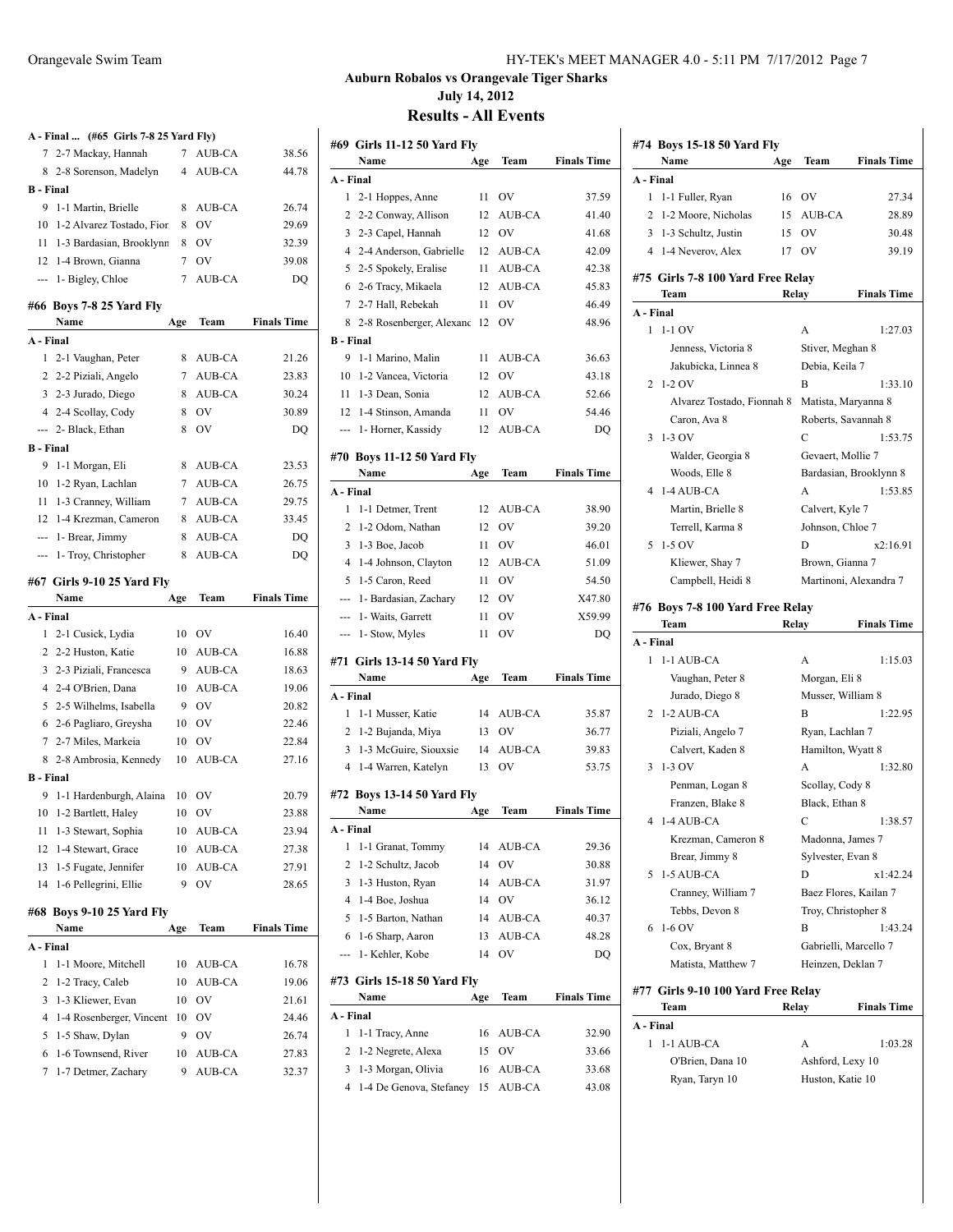## Auburn Robalos vs Orangevale Tiger Sharks

**July 14, 2012**

### Results - All Events

#### A - Final ... (#65 Girls 7-8 25 Yard Fly)

| | Name | Age | Team | Finals Time |
|---|---|---|---|---|
| 7 | 2-7 Mackay, Hannah | 7 | AUB-CA | 38.56 |
| 8 | 2-8 Sorenson, Madelyn | 4 | AUB-CA | 44.78 |
| **B - Final** | | | | |
| 9 | 1-1 Martin, Brielle | 8 | AUB-CA | 26.74 |
| 10 | 1-2 Alvarez Tostado, Fior | 8 | OV | 29.69 |
| 11 | 1-3 Bardasian, Brooklynn | 8 | OV | 32.39 |
| 12 | 1-4 Brown, Gianna | 7 | OV | 39.08 |
| --- | 1- Bigley, Chloe | 7 | AUB-CA | DQ |

#### #66 Boys 7-8 25 Yard Fly

| | Name | Age | Team | Finals Time |
|---|---|---|---|---|
| **A - Final** | | | | |
| 1 | 2-1 Vaughan, Peter | 8 | AUB-CA | 21.26 |
| 2 | 2-2 Piziali, Angelo | 7 | AUB-CA | 23.83 |
| 3 | 2-3 Jurado, Diego | 8 | AUB-CA | 30.24 |
| 4 | 2-4 Scollay, Cody | 8 | OV | 30.89 |
| --- | 2- Black, Ethan | 8 | OV | DQ |
| **B - Final** | | | | |
| 9 | 1-1 Morgan, Eli | 8 | AUB-CA | 23.53 |
| 10 | 1-2 Ryan, Lachlan | 7 | AUB-CA | 26.75 |
| 11 | 1-3 Cranney, William | 7 | AUB-CA | 29.75 |
| 12 | 1-4 Krezman, Cameron | 8 | AUB-CA | 33.45 |
| --- | 1- Brear, Jimmy | 8 | AUB-CA | DQ |
| --- | 1- Troy, Christopher | 8 | AUB-CA | DQ |

#### #67 Girls 9-10 25 Yard Fly

| | Name | Age | Team | Finals Time |
|---|---|---|---|---|
| **A - Final** | | | | |
| 1 | 2-1 Cusick, Lydia | 10 | OV | 16.40 |
| 2 | 2-2 Huston, Katie | 10 | AUB-CA | 16.88 |
| 3 | 2-3 Piziali, Francesca | 9 | AUB-CA | 18.63 |
| 4 | 2-4 O'Brien, Dana | 10 | AUB-CA | 19.06 |
| 5 | 2-5 Wilhelms, Isabella | 9 | OV | 20.82 |
| 6 | 2-6 Pagliaro, Greysha | 10 | OV | 22.46 |
| 7 | 2-7 Miles, Markeia | 10 | OV | 22.84 |
| 8 | 2-8 Ambrosia, Kennedy | 10 | AUB-CA | 27.16 |
| **B - Final** | | | | |
| 9 | 1-1 Hardenburgh, Alaina | 10 | OV | 20.79 |
| 10 | 1-2 Bartlett, Haley | 10 | OV | 23.88 |
| 11 | 1-3 Stewart, Sophia | 10 | AUB-CA | 23.94 |
| 12 | 1-4 Stewart, Grace | 10 | AUB-CA | 27.38 |
| 13 | 1-5 Fugate, Jennifer | 10 | AUB-CA | 27.91 |
| 14 | 1-6 Pellegrini, Ellie | 9 | OV | 28.65 |

#### #68 Boys 9-10 25 Yard Fly

| | Name | Age | Team | Finals Time |
|---|---|---|---|---|
| **A - Final** | | | | |
| 1 | 1-1 Moore, Mitchell | 10 | AUB-CA | 16.78 |
| 2 | 1-2 Tracy, Caleb | 10 | AUB-CA | 19.06 |
| 3 | 1-3 Kliewer, Evan | 10 | OV | 21.61 |
| 4 | 1-4 Rosenberger, Vincent | 10 | OV | 24.46 |
| 5 | 1-5 Shaw, Dylan | 9 | OV | 26.74 |
| 6 | 1-6 Townsend, River | 10 | AUB-CA | 27.83 |
| 7 | 1-7 Detmer, Zachary | 9 | AUB-CA | 32.37 |

#### #69 Girls 11-12 50 Yard Fly

| | Name | Age | Team | Finals Time |
|---|---|---|---|---|
| **A - Final** | | | | |
| 1 | 2-1 Hoppes, Anne | 11 | OV | 37.59 |
| 2 | 2-2 Conway, Allison | 12 | AUB-CA | 41.40 |
| 3 | 2-3 Capel, Hannah | 12 | OV | 41.68 |
| 4 | 2-4 Anderson, Gabrielle | 12 | AUB-CA | 42.09 |
| 5 | 2-5 Spokely, Eralise | 11 | AUB-CA | 42.38 |
| 6 | 2-6 Tracy, Mikaela | 12 | AUB-CA | 45.83 |
| 7 | 2-7 Hall, Rebekah | 11 | OV | 46.49 |
| 8 | 2-8 Rosenberger, Alexanc | 12 | OV | 48.96 |
| **B - Final** | | | | |
| 9 | 1-1 Marino, Malin | 11 | AUB-CA | 36.63 |
| 10 | 1-2 Vancea, Victoria | 12 | OV | 43.18 |
| 11 | 1-3 Dean, Sonia | 12 | AUB-CA | 52.66 |
| 12 | 1-4 Stinson, Amanda | 11 | OV | 54.46 |
| --- | 1- Horner, Kassidy | 12 | AUB-CA | DQ |

#### #70 Boys 11-12 50 Yard Fly

| | Name | Age | Team | Finals Time |
|---|---|---|---|---|
| **A - Final** | | | | |
| 1 | 1-1 Detmer, Trent | 12 | AUB-CA | 38.90 |
| 2 | 1-2 Odom, Nathan | 12 | OV | 39.20 |
| 3 | 1-3 Boe, Jacob | 11 | OV | 46.01 |
| 4 | 1-4 Johnson, Clayton | 12 | AUB-CA | 51.09 |
| 5 | 1-5 Caron, Reed | 11 | OV | 54.50 |
| --- | 1- Bardasian, Zachary | 12 | OV | X47.80 |
| --- | 1- Waits, Garrett | 11 | OV | X59.99 |
| --- | 1- Stow, Myles | 11 | OV | DQ |

#### #71 Girls 13-14 50 Yard Fly

| | Name | Age | Team | Finals Time |
|---|---|---|---|---|
| **A - Final** | | | | |
| 1 | 1-1 Musser, Katie | 14 | AUB-CA | 35.87 |
| 2 | 1-2 Bujanda, Miya | 13 | OV | 36.77 |
| 3 | 1-3 McGuire, Siouxsie | 14 | AUB-CA | 39.83 |
| 4 | 1-4 Warren, Katelyn | 13 | OV | 53.75 |

#### #72 Boys 13-14 50 Yard Fly

| | Name | Age | Team | Finals Time |
|---|---|---|---|---|
| **A - Final** | | | | |
| 1 | 1-1 Granat, Tommy | 14 | AUB-CA | 29.36 |
| 2 | 1-2 Schultz, Jacob | 14 | OV | 30.88 |
| 3 | 1-3 Huston, Ryan | 14 | AUB-CA | 31.97 |
| 4 | 1-4 Boe, Joshua | 14 | OV | 36.12 |
| 5 | 1-5 Barton, Nathan | 14 | AUB-CA | 40.37 |
| 6 | 1-6 Sharp, Aaron | 13 | AUB-CA | 48.28 |
| --- | 1- Kehler, Kobe | 14 | OV | DQ |

#### #73 Girls 15-18 50 Yard Fly

| | Name | Age | Team | Finals Time |
|---|---|---|---|---|
| **A - Final** | | | | |
| 1 | 1-1 Tracy, Anne | 16 | AUB-CA | 32.90 |
| 2 | 1-2 Negrete, Alexa | 15 | OV | 33.66 |
| 3 | 1-3 Morgan, Olivia | 16 | AUB-CA | 33.68 |
| 4 | 1-4 De Genova, Stefaney | 15 | AUB-CA | 43.08 |

#### #74 Boys 15-18 50 Yard Fly

| | Name | Age | Team | Finals Time |
|---|---|---|---|---|
| **A - Final** | | | | |
| 1 | 1-1 Fuller, Ryan | 16 | OV | 27.34 |
| 2 | 1-2 Moore, Nicholas | 15 | AUB-CA | 28.89 |
| 3 | 1-3 Schultz, Justin | 15 | OV | 30.48 |
| 4 | 1-4 Neverov, Alex | 17 | OV | 39.19 |

#### #75 Girls 7-8 100 Yard Free Relay

| | Team | Relay | Finals Time |
|---|---|---|---|
| **A - Final** | | | |
| 1 | 1-1 OV | A | 1:27.03 |
| | Jenness, Victoria 8 | Stiver, Meghan 8 | |
| | Jakubicka, Linnea 8 | Debia, Keila 7 | |
| 2 | 1-2 OV | B | 1:33.10 |
| | Alvarez Tostado, Fionnah 8 | Matista, Maryanna 8 | |
| | Caron, Ava 8 | Roberts, Savannah 8 | |
| 3 | 1-3 OV | C | 1:53.75 |
| | Walder, Georgia 8 | Gevaert, Mollie 7 | |
| | Woods, Elle 8 | Bardasian, Brooklynn 8 | |
| 4 | 1-4 AUB-CA | A | 1:53.85 |
| | Martin, Brielle 8 | Calvert, Kyle 7 | |
| | Terrell, Karma 8 | Johnson, Chloe 7 | |
| 5 | 1-5 OV | D | x2:16.91 |
| | Kliewer, Shay 7 | Brown, Gianna 7 | |
| | Campbell, Heidi 8 | Martinoni, Alexandra 7 | |

#### #76 Boys 7-8 100 Yard Free Relay

| | Team | Relay | Finals Time |
|---|---|---|---|
| **A - Final** | | | |
| 1 | 1-1 AUB-CA | A | 1:15.03 |
| | Vaughan, Peter 8 | Morgan, Eli 8 | |
| | Jurado, Diego 8 | Musser, William 8 | |
| 2 | 1-2 AUB-CA | B | 1:22.95 |
| | Piziali, Angelo 7 | Ryan, Lachlan 7 | |
| | Calvert, Kaden 8 | Hamilton, Wyatt 8 | |
| 3 | 1-3 OV | A | 1:32.80 |
| | Penman, Logan 8 | Scollay, Cody 8 | |
| | Franzen, Blake 8 | Black, Ethan 8 | |
| 4 | 1-4 AUB-CA | C | 1:38.57 |
| | Krezman, Cameron 8 | Madonna, James 7 | |
| | Brear, Jimmy 8 | Sylvester, Evan 8 | |
| 5 | 1-5 AUB-CA | D | x1:42.24 |
| | Cranney, William 7 | Baez Flores, Kailan 7 | |
| | Tebbs, Devon 8 | Troy, Christopher 8 | |
| 6 | 1-6 OV | B | 1:43.24 |
| | Cox, Bryant 8 | Gabrielli, Marcello 7 | |
| | Matista, Matthew 7 | Heinzen, Deklan 7 | |

#### #77 Girls 9-10 100 Yard Free Relay

| | Team | Relay | Finals Time |
|---|---|---|---|
| **A - Final** | | | |
| 1 | 1-1 AUB-CA | A | 1:03.28 |
| | O'Brien, Dana 10 | Ashford, Lexy 10 | |
| | Ryan, Taryn 10 | Huston, Katie 10 | |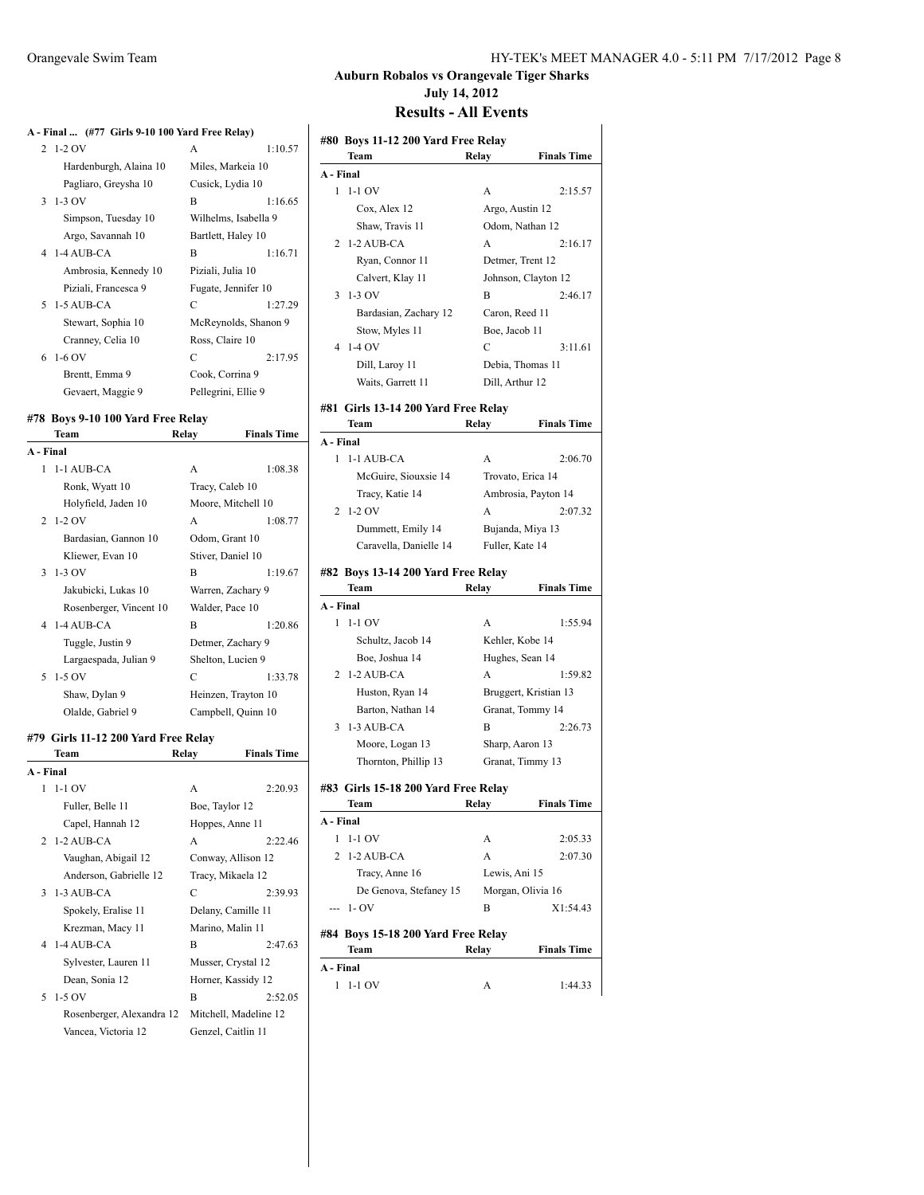**Auburn Robalos vs Orangevale Tiger Sharks**
**July 14, 2012**

## Results - All Events

**A - Final ... (#77 Girls 9-10 100 Yard Free Relay)**

| | | | |
|---|---|---|---|
| 2 | 1-2 OV | A | 1:10.57 |
| | Hardenburgh, Alaina 10 | Miles, Markeia 10 | |
| | Pagliaro, Greysha 10 | Cusick, Lydia 10 | |
| 3 | 1-3 OV | B | 1:16.65 |
| | Simpson, Tuesday 10 | Wilhelms, Isabella 9 | |
| | Argo, Savannah 10 | Bartlett, Haley 10 | |
| 4 | 1-4 AUB-CA | B | 1:16.71 |
| | Ambrosia, Kennedy 10 | Piziali, Julia 10 | |
| | Piziali, Francesca 9 | Fugate, Jennifer 10 | |
| 5 | 1-5 AUB-CA | C | 1:27.29 |
| | Stewart, Sophia 10 | McReynolds, Shanon 9 | |
| | Cranney, Celia 10 | Ross, Claire 10 | |
| 6 | 1-6 OV | C | 2:17.95 |
| | Brentt, Emma 9 | Cook, Corrina 9 | |
| | Gevaert, Maggie 9 | Pellegrini, Ellie 9 | |

### #78 Boys 9-10 100 Yard Free Relay

| | Team | Relay | Finals Time |
|---|---|---|---|
| **A - Final** | | | |
| 1 | 1-1 AUB-CA | A | 1:08.38 |
| | Ronk, Wyatt 10 | Tracy, Caleb 10 | |
| | Holyfield, Jaden 10 | Moore, Mitchell 10 | |
| 2 | 1-2 OV | A | 1:08.77 |
| | Bardasian, Gannon 10 | Odom, Grant 10 | |
| | Kliewer, Evan 10 | Stiver, Daniel 10 | |
| 3 | 1-3 OV | B | 1:19.67 |
| | Jakubicki, Lukas 10 | Warren, Zachary 9 | |
| | Rosenberger, Vincent 10 | Walder, Pace 10 | |
| 4 | 1-4 AUB-CA | B | 1:20.86 |
| | Tuggle, Justin 9 | Detmer, Zachary 9 | |
| | Largaespada, Julian 9 | Shelton, Lucien 9 | |
| 5 | 1-5 OV | C | 1:33.78 |
| | Shaw, Dylan 9 | Heinzen, Trayton 10 | |
| | Olalde, Gabriel 9 | Campbell, Quinn 10 | |

### #79 Girls 11-12 200 Yard Free Relay

| | Team | Relay | Finals Time |
|---|---|---|---|
| **A - Final** | | | |
| 1 | 1-1 OV | A | 2:20.93 |
| | Fuller, Belle 11 | Boe, Taylor 12 | |
| | Capel, Hannah 12 | Hoppes, Anne 11 | |
| 2 | 1-2 AUB-CA | A | 2:22.46 |
| | Vaughan, Abigail 12 | Conway, Allison 12 | |
| | Anderson, Gabrielle 12 | Tracy, Mikaela 12 | |
| 3 | 1-3 AUB-CA | C | 2:39.93 |
| | Spokely, Eralise 11 | Delany, Camille 11 | |
| | Krezman, Macy 11 | Marino, Malin 11 | |
| 4 | 1-4 AUB-CA | B | 2:47.63 |
| | Sylvester, Lauren 11 | Musser, Crystal 12 | |
| | Dean, Sonia 12 | Horner, Kassidy 12 | |
| 5 | 1-5 OV | B | 2:52.05 |
| | Rosenberger, Alexandra 12 | Mitchell, Madeline 12 | |
| | Vancea, Victoria 12 | Genzel, Caitlin 11 | |

### #80 Boys 11-12 200 Yard Free Relay

| | Team | Relay | Finals Time |
|---|---|---|---|
| **A - Final** | | | |
| 1 | 1-1 OV | A | 2:15.57 |
| | Cox, Alex 12 | Argo, Austin 12 | |
| | Shaw, Travis 11 | Odom, Nathan 12 | |
| 2 | 1-2 AUB-CA | A | 2:16.17 |
| | Ryan, Connor 11 | Detmer, Trent 12 | |
| | Calvert, Klay 11 | Johnson, Clayton 12 | |
| 3 | 1-3 OV | B | 2:46.17 |
| | Bardasian, Zachary 12 | Caron, Reed 11 | |
| | Stow, Myles 11 | Boe, Jacob 11 | |
| 4 | 1-4 OV | C | 3:11.61 |
| | Dill, Laroy 11 | Debia, Thomas 11 | |
| | Waits, Garrett 11 | Dill, Arthur 12 | |

### #81 Girls 13-14 200 Yard Free Relay

| | Team | Relay | Finals Time |
|---|---|---|---|
| **A - Final** | | | |
| 1 | 1-1 AUB-CA | A | 2:06.70 |
| | McGuire, Siouxsie 14 | Trovato, Erica 14 | |
| | Tracy, Katie 14 | Ambrosia, Payton 14 | |
| 2 | 1-2 OV | A | 2:07.32 |
| | Dummett, Emily 14 | Bujanda, Miya 13 | |
| | Caravella, Danielle 14 | Fuller, Kate 14 | |

### #82 Boys 13-14 200 Yard Free Relay

| | Team | Relay | Finals Time |
|---|---|---|---|
| **A - Final** | | | |
| 1 | 1-1 OV | A | 1:55.94 |
| | Schultz, Jacob 14 | Kehler, Kobe 14 | |
| | Boe, Joshua 14 | Hughes, Sean 14 | |
| 2 | 1-2 AUB-CA | A | 1:59.82 |
| | Huston, Ryan 14 | Bruggert, Kristian 13 | |
| | Barton, Nathan 14 | Granat, Tommy 14 | |
| 3 | 1-3 AUB-CA | B | 2:26.73 |
| | Moore, Logan 13 | Sharp, Aaron 13 | |
| | Thornton, Phillip 13 | Granat, Timmy 13 | |

### #83 Girls 15-18 200 Yard Free Relay

| | Team | Relay | Finals Time |
|---|---|---|---|
| **A - Final** | | | |
| 1 | 1-1 OV | A | 2:05.33 |
| 2 | 1-2 AUB-CA | A | 2:07.30 |
| | Tracy, Anne 16 | Lewis, Ani 15 | |
| | De Genova, Stefaney 15 | Morgan, Olivia 16 | |
| --- | 1- OV | B | X1:54.43 |

### #84 Boys 15-18 200 Yard Free Relay

| | Team | Relay | Finals Time |
|---|---|---|---|
| **A - Final** | | | |
| 1 | 1-1 OV | A | 1:44.33 |